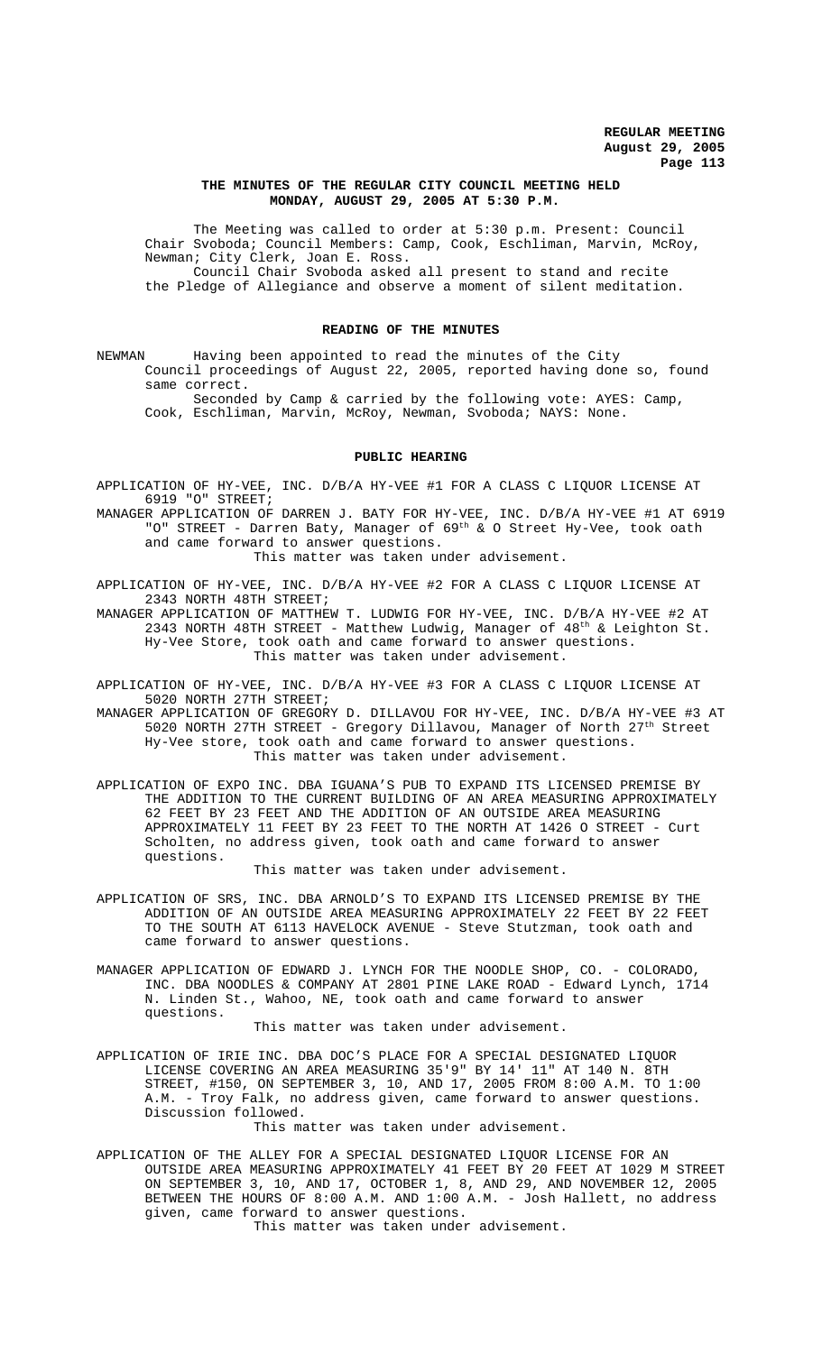**THE MINUTES OF THE REGULAR CITY COUNCIL MEETING HELD MONDAY, AUGUST 29, 2005 AT 5:30 P.M.**

The Meeting was called to order at 5:30 p.m. Present: Council Chair Svoboda; Council Members: Camp, Cook, Eschliman, Marvin, McRoy, Newman; City Clerk, Joan E. Ross.

Council Chair Svoboda asked all present to stand and recite the Pledge of Allegiance and observe a moment of silent meditation.

## READING OF THE MINUTES

NEWMAN Having been appointed to read the minutes of the City Council proceedings of August 22, 2005, reported having done so, found same correct.

Seconded by Camp & carried by the following vote: AYES: Camp, Cook, Eschliman, Marvin, McRoy, Newman, Svoboda; NAYS: None.

## PUBLIC HEARING

APPLICATION OF HY-VEE, INC. D/B/A HY-VEE #1 FOR A CLASS C LIQUOR LICENSE AT 6919 "O" STREET;

MANAGER APPLICATION OF DARREN J. BATY FOR HY-VEE, INC. D/B/A HY-VEE #1 AT 6919 "O" STREET - Darren Baty, Manager of 69th & O Street Hy-Vee, took oath and came forward to answer questions.

This matter was taken under advisement.

APPLICATION OF HY-VEE, INC. D/B/A HY-VEE #2 FOR A CLASS C LIQUOR LICENSE AT 2343 NORTH 48TH STREET;

MANAGER APPLICATION OF MATTHEW T. LUDWIG FOR HY-VEE, INC. D/B/A HY-VEE #2 AT 2343 NORTH 48TH STREET - Matthew Ludwig, Manager of 48th & Leighton St. Hy-Vee Store, took oath and came forward to answer questions.

This matter was taken under advisement.

APPLICATION OF HY-VEE, INC. D/B/A HY-VEE #3 FOR A CLASS C LIQUOR LICENSE AT 5020 NORTH 27TH STREET;

MANAGER APPLICATION OF GREGORY D. DILLAVOU FOR HY-VEE, INC. D/B/A HY-VEE #3 AT 5020 NORTH 27TH STREET - Gregory Dillavou, Manager of North 27th Street Hy-Vee store, took oath and came forward to answer questions.

This matter was taken under advisement.

APPLICATION OF EXPO INC. DBA IGUANA'S PUB TO EXPAND ITS LICENSED PREMISE BY THE ADDITION TO THE CURRENT BUILDING OF AN AREA MEASURING APPROXIMATELY 62 FEET BY 23 FEET AND THE ADDITION OF AN OUTSIDE AREA MEASURING APPROXIMATELY 11 FEET BY 23 FEET TO THE NORTH AT 1426 O STREET - Curt Scholten, no address given, took oath and came forward to answer questions.

This matter was taken under advisement.

APPLICATION OF SRS, INC. DBA ARNOLD'S TO EXPAND ITS LICENSED PREMISE BY THE ADDITION OF AN OUTSIDE AREA MEASURING APPROXIMATELY 22 FEET BY 22 FEET TO THE SOUTH AT 6113 HAVELOCK AVENUE - Steve Stutzman, took oath and came forward to answer questions.

MANAGER APPLICATION OF EDWARD J. LYNCH FOR THE NOODLE SHOP, CO. - COLORADO, INC. DBA NOODLES & COMPANY AT 2801 PINE LAKE ROAD - Edward Lynch, 1714 N. Linden St., Wahoo, NE, took oath and came forward to answer questions.

This matter was taken under advisement.

APPLICATION OF IRIE INC. DBA DOC'S PLACE FOR A SPECIAL DESIGNATED LIQUOR LICENSE COVERING AN AREA MEASURING 35'9" BY 14' 11" AT 140 N. 8TH STREET, #150, ON SEPTEMBER 3, 10, AND 17, 2005 FROM 8:00 A.M. TO 1:00 A.M. - Troy Falk, no address given, came forward to answer questions. Discussion followed.

This matter was taken under advisement.

APPLICATION OF THE ALLEY FOR A SPECIAL DESIGNATED LIQUOR LICENSE FOR AN OUTSIDE AREA MEASURING APPROXIMATELY 41 FEET BY 20 FEET AT 1029 M STREET ON SEPTEMBER 3, 10, AND 17, OCTOBER 1, 8, AND 29, AND NOVEMBER 12, 2005 BETWEEN THE HOURS OF 8:00 A.M. AND 1:00 A.M. - Josh Hallett, no address given, came forward to answer questions.

This matter was taken under advisement.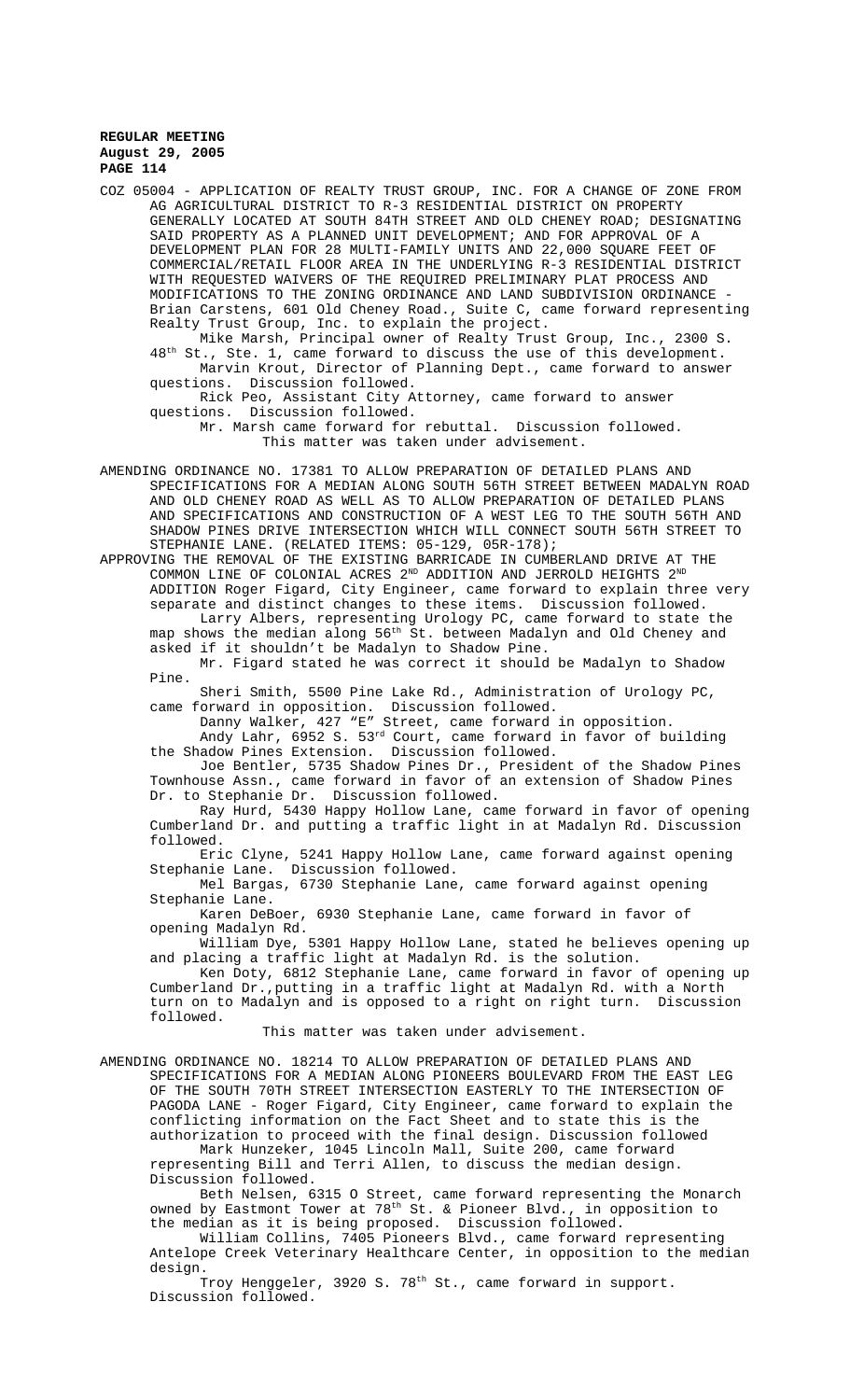COZ 05004 - APPLICATION OF REALTY TRUST GROUP, INC. FOR A CHANGE OF ZONE FROM AG AGRICULTURAL DISTRICT TO R-3 RESIDENTIAL DISTRICT ON PROPERTY GENERALLY LOCATED AT SOUTH 84TH STREET AND OLD CHENEY ROAD; DESIGNATING SAID PROPERTY AS A PLANNED UNIT DEVELOPMENT; AND FOR APPROVAL OF A DEVELOPMENT PLAN FOR 28 MULTI-FAMILY UNITS AND 22,000 SQUARE FEET OF COMMERCIAL/RETAIL FLOOR AREA IN THE UNDERLYING R-3 RESIDENTIAL DISTRICT WITH REQUESTED WAIVERS OF THE REQUIRED PRELIMINARY PLAT PROCESS AND MODIFICATIONS TO THE ZONING ORDINANCE AND LAND SUBDIVISION ORDINANCE - Brian Carstens, 601 Old Cheney Road., Suite C, came forward representing Realty Trust Group, Inc. to explain the project.

Mike Marsh, Principal owner of Realty Trust Group, Inc., 2300 S. 48th St., Ste. 1, came forward to discuss the use of this development.

Marvin Krout, Director of Planning Dept., came forward to answer questions. Discussion followed.

Rick Peo, Assistant City Attorney, came forward to answer questions. Discussion followed.

Mr. Marsh came forward for rebuttal. Discussion followed.

This matter was taken under advisement.

AMENDING ORDINANCE NO. 17381 TO ALLOW PREPARATION OF DETAILED PLANS AND SPECIFICATIONS FOR A MEDIAN ALONG SOUTH 56TH STREET BETWEEN MADALYN ROAD AND OLD CHENEY ROAD AS WELL AS TO ALLOW PREPARATION OF DETAILED PLANS AND SPECIFICATIONS AND CONSTRUCTION OF A WEST LEG TO THE SOUTH 56TH AND SHADOW PINES DRIVE INTERSECTION WHICH WILL CONNECT SOUTH 56TH STREET TO STEPHANIE LANE. (RELATED ITEMS: 05-129, 05R-178);

APPROVING THE REMOVAL OF THE EXISTING BARRICADE IN CUMBERLAND DRIVE AT THE COMMON LINE OF COLONIAL ACRES 2ND ADDITION AND JERROLD HEIGHTS 2ND ADDITION Roger Figard, City Engineer, came forward to explain three very separate and distinct changes to these items. Discussion followed.

Larry Albers, representing Urology PC, came forward to state the map shows the median along 56th St. between Madalyn and Old Cheney and asked if it shouldn't be Madalyn to Shadow Pine.

Mr. Figard stated he was correct it should be Madalyn to Shadow Pine.

Sheri Smith, 5500 Pine Lake Rd., Administration of Urology PC, came forward in opposition. Discussion followed.

Danny Walker, 427 "E" Street, came forward in opposition.

Andy Lahr, 6952 S. 53rd Court, came forward in favor of building the Shadow Pines Extension. Discussion followed.

Joe Bentler, 5735 Shadow Pines Dr., President of the Shadow Pines Townhouse Assn., came forward in favor of an extension of Shadow Pines Dr. to Stephanie Dr. Discussion followed.

Ray Hurd, 5430 Happy Hollow Lane, came forward in favor of opening Cumberland Dr. and putting a traffic light in at Madalyn Rd. Discussion followed.

Eric Clyne, 5241 Happy Hollow Lane, came forward against opening Stephanie Lane. Discussion followed.

Mel Bargas, 6730 Stephanie Lane, came forward against opening Stephanie Lane.

Karen DeBoer, 6930 Stephanie Lane, came forward in favor of opening Madalyn Rd.

William Dye, 5301 Happy Hollow Lane, stated he believes opening up and placing a traffic light at Madalyn Rd. is the solution.

Ken Doty, 6812 Stephanie Lane, came forward in favor of opening up Cumberland Dr.,putting in a traffic light at Madalyn Rd. with a North turn on to Madalyn and is opposed to a right on right turn. Discussion followed.

This matter was taken under advisement.

AMENDING ORDINANCE NO. 18214 TO ALLOW PREPARATION OF DETAILED PLANS AND SPECIFICATIONS FOR A MEDIAN ALONG PIONEERS BOULEVARD FROM THE EAST LEG OF THE SOUTH 70TH STREET INTERSECTION EASTERLY TO THE INTERSECTION OF PAGODA LANE - Roger Figard, City Engineer, came forward to explain the conflicting information on the Fact Sheet and to state this is the authorization to proceed with the final design. Discussion followed

Mark Hunzeker, 1045 Lincoln Mall, Suite 200, came forward representing Bill and Terri Allen, to discuss the median design. Discussion followed.

Beth Nelsen, 6315 O Street, came forward representing the Monarch owned by Eastmont Tower at 78th St. & Pioneer Blvd., in opposition to the median as it is being proposed. Discussion followed.

William Collins, 7405 Pioneers Blvd., came forward representing Antelope Creek Veterinary Healthcare Center, in opposition to the median design.

Troy Henggeler, 3920 S. 78th St., came forward in support. Discussion followed.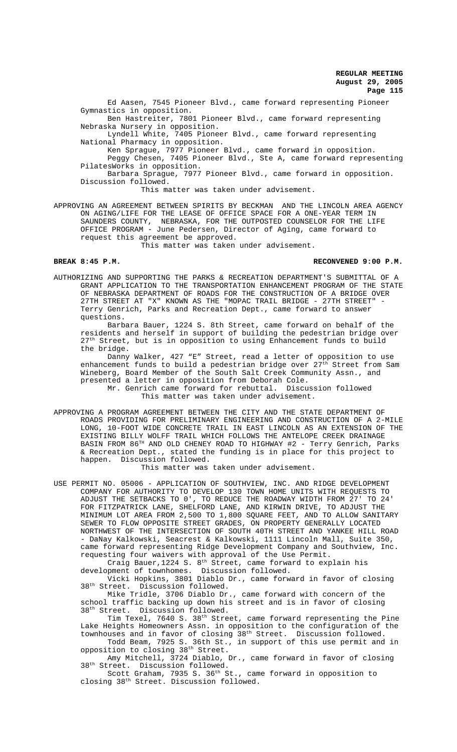Ed Aasen, 7545 Pioneer Blvd., came forward representing Pioneer Gymnastics in opposition.

Ben Hastreiter, 7801 Pioneer Blvd., came forward representing Nebraska Nursery in opposition.

Lyndell White, 7405 Pioneer Blvd., came forward representing National Pharmacy in opposition.

Ken Sprague, 7977 Pioneer Blvd., came forward in opposition.

Peggy Chesen, 7405 Pioneer Blvd., Ste A, came forward representing PilatesWorks in opposition.

Barbara Sprague, 7977 Pioneer Blvd., came forward in opposition. Discussion followed.

This matter was taken under advisement.

APPROVING AN AGREEMENT BETWEEN SPIRITS BY BECKMAN AND THE LINCOLN AREA AGENCY ON AGING/LIFE FOR THE LEASE OF OFFICE SPACE FOR A ONE-YEAR TERM IN SAUNDERS COUNTY, NEBRASKA, FOR THE OUTPOSTED COUNSELOR FOR THE LIFE OFFICE PROGRAM - June Pedersen, Director of Aging, came forward to request this agreement be approved.

This matter was taken under advisement.

**BREAK 8:45 P.M.** **RECONVENED 9:00 P.M.**

AUTHORIZING AND SUPPORTING THE PARKS & RECREATION DEPARTMENT'S SUBMITTAL OF A GRANT APPLICATION TO THE TRANSPORTATION ENHANCEMENT PROGRAM OF THE STATE OF NEBRASKA DEPARTMENT OF ROADS FOR THE CONSTRUCTION OF A BRIDGE OVER 27TH STREET AT "X" KNOWN AS THE "MOPAC TRAIL BRIDGE - 27TH STREET" - Terry Genrich, Parks and Recreation Dept., came forward to answer questions.

Barbara Bauer, 1224 S. 8th Street, came forward on behalf of the residents and herself in support of building the pedestrian bridge over 27th Street, but is in opposition to using Enhancement funds to build the bridge.

Danny Walker, 427 "E" Street, read a letter of opposition to use enhancement funds to build a pedestrian bridge over 27th Street from Sam Wineberg, Board Member of the South Salt Creek Community Assn., and presented a letter in opposition from Deborah Cole.

Mr. Genrich came forward for rebuttal. Discussion followed

This matter was taken under advisement.

APPROVING A PROGRAM AGREEMENT BETWEEN THE CITY AND THE STATE DEPARTMENT OF ROADS PROVIDING FOR PRELIMINARY ENGINEERING AND CONSTRUCTION OF A 2-MILE LONG, 10-FOOT WIDE CONCRETE TRAIL IN EAST LINCOLN AS AN EXTENSION OF THE EXISTING BILLY WOLFF TRAIL WHICH FOLLOWS THE ANTELOPE CREEK DRAINAGE BASIN FROM 86TH AND OLD CHENEY ROAD TO HIGHWAY #2 - Terry Genrich, Parks & Recreation Dept., stated the funding is in place for this project to happen. Discussion followed.

This matter was taken under advisement.

USE PERMIT NO. 05006 - APPLICATION OF SOUTHVIEW, INC. AND RIDGE DEVELOPMENT COMPANY FOR AUTHORITY TO DEVELOP 130 TOWN HOME UNITS WITH REQUESTS TO ADJUST THE SETBACKS TO 0', TO REDUCE THE ROADWAY WIDTH FROM 27' TO 24' FOR FITZPATRICK LANE, SHELFORD LANE, AND KIRWIN DRIVE, TO ADJUST THE MINIMUM LOT AREA FROM 2,500 TO 1,800 SQUARE FEET, AND TO ALLOW SANITARY SEWER TO FLOW OPPOSITE STREET GRADES, ON PROPERTY GENERALLY LOCATED NORTHWEST OF THE INTERSECTION OF SOUTH 40TH STREET AND YANKEE HILL ROAD - DaNay Kalkowski, Seacrest & Kalkowski, 1111 Lincoln Mall, Suite 350, came forward representing Ridge Development Company and Southview, Inc. requesting four waivers with approval of the Use Permit.

Craig Bauer,1224 S. 8th Street, came forward to explain his development of townhomes. Discussion followed.

Vicki Hopkins, 3801 Diablo Dr., came forward in favor of closing 38th Street. Discussion followed.

Mike Tridle, 3706 Diablo Dr., came forward with concern of the school traffic backing up down his street and is in favor of closing 38th Street. Discussion followed.

Tim Texel, 7640 S. 38th Street, came forward representing the Pine Lake Heights Homeowners Assn. in opposition to the configuration of the townhouses and in favor of closing 38th Street. Discussion followed.

Todd Beam, 7925 S. 36th St., in support of this use permit and in opposition to closing 38th Street.

Amy Mitchell, 3724 Diablo, Dr., came forward in favor of closing 38th Street. Discussion followed.

Scott Graham, 7935 S. 36th St., came forward in opposition to closing 38th Street. Discussion followed.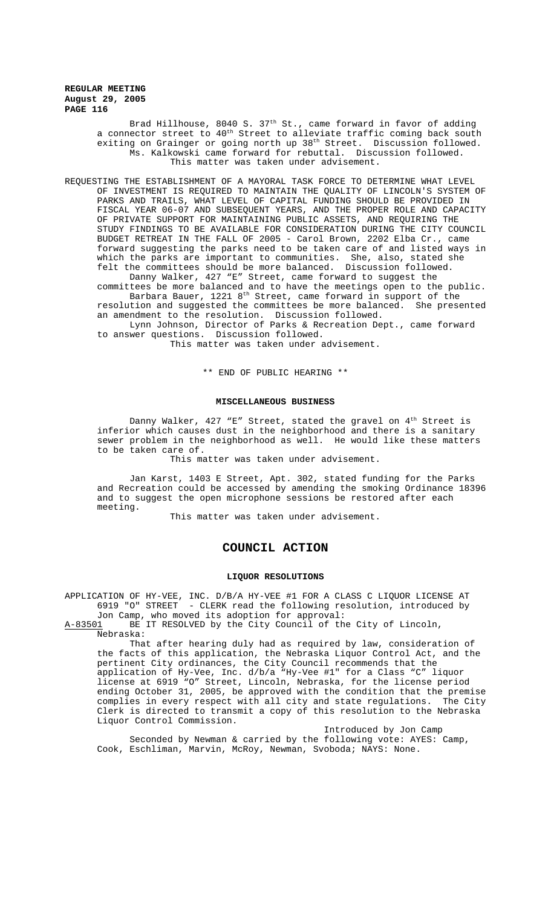Brad Hillhouse, 8040 S. 37th St., came forward in favor of adding a connector street to 40th Street to alleviate traffic coming back south exiting on Grainger or going north up 38th Street. Discussion followed.

Ms. Kalkowski came forward for rebuttal. Discussion followed.

This matter was taken under advisement.

REQUESTING THE ESTABLISHMENT OF A MAYORAL TASK FORCE TO DETERMINE WHAT LEVEL OF INVESTMENT IS REQUIRED TO MAINTAIN THE QUALITY OF LINCOLN'S SYSTEM OF PARKS AND TRAILS, WHAT LEVEL OF CAPITAL FUNDING SHOULD BE PROVIDED IN FISCAL YEAR 06-07 AND SUBSEQUENT YEARS, AND THE PROPER ROLE AND CAPACITY OF PRIVATE SUPPORT FOR MAINTAINING PUBLIC ASSETS, AND REQUIRING THE STUDY FINDINGS TO BE AVAILABLE FOR CONSIDERATION DURING THE CITY COUNCIL BUDGET RETREAT IN THE FALL OF 2005 - Carol Brown, 2202 Elba Cr., came forward suggesting the parks need to be taken care of and listed ways in which the parks are important to communities. She, also, stated she felt the committees should be more balanced. Discussion followed.

Danny Walker, 427 "E" Street, came forward to suggest the committees be more balanced and to have the meetings open to the public.

Barbara Bauer, 1221 8th Street, came forward in support of the resolution and suggested the committees be more balanced. She presented an amendment to the resolution. Discussion followed.

Lynn Johnson, Director of Parks & Recreation Dept., came forward to answer questions. Discussion followed.

This matter was taken under advisement.

** END OF PUBLIC HEARING **

**MISCELLANEOUS BUSINESS**

Danny Walker, 427 "E" Street, stated the gravel on 4th Street is inferior which causes dust in the neighborhood and there is a sanitary sewer problem in the neighborhood as well. He would like these matters to be taken care of.

This matter was taken under advisement.

Jan Karst, 1403 E Street, Apt. 302, stated funding for the Parks and Recreation could be accessed by amending the smoking Ordinance 18396 and to suggest the open microphone sessions be restored after each meeting.

This matter was taken under advisement.

# COUNCIL ACTION

**LIQUOR RESOLUTIONS**

APPLICATION OF HY-VEE, INC. D/B/A HY-VEE #1 FOR A CLASS C LIQUOR LICENSE AT 6919 "O" STREET - CLERK read the following resolution, introduced by Jon Camp, who moved its adoption for approval:

A-83501 BE IT RESOLVED by the City Council of the City of Lincoln, Nebraska:

That after hearing duly had as required by law, consideration of the facts of this application, the Nebraska Liquor Control Act, and the pertinent City ordinances, the City Council recommends that the application of Hy-Vee, Inc. d/b/a "Hy-Vee #1" for a Class "C" liquor license at 6919 "O" Street, Lincoln, Nebraska, for the license period ending October 31, 2005, be approved with the condition that the premise complies in every respect with all city and state regulations. The City Clerk is directed to transmit a copy of this resolution to the Nebraska Liquor Control Commission.

Introduced by Jon Camp

Seconded by Newman & carried by the following vote: AYES: Camp, Cook, Eschliman, Marvin, McRoy, Newman, Svoboda; NAYS: None.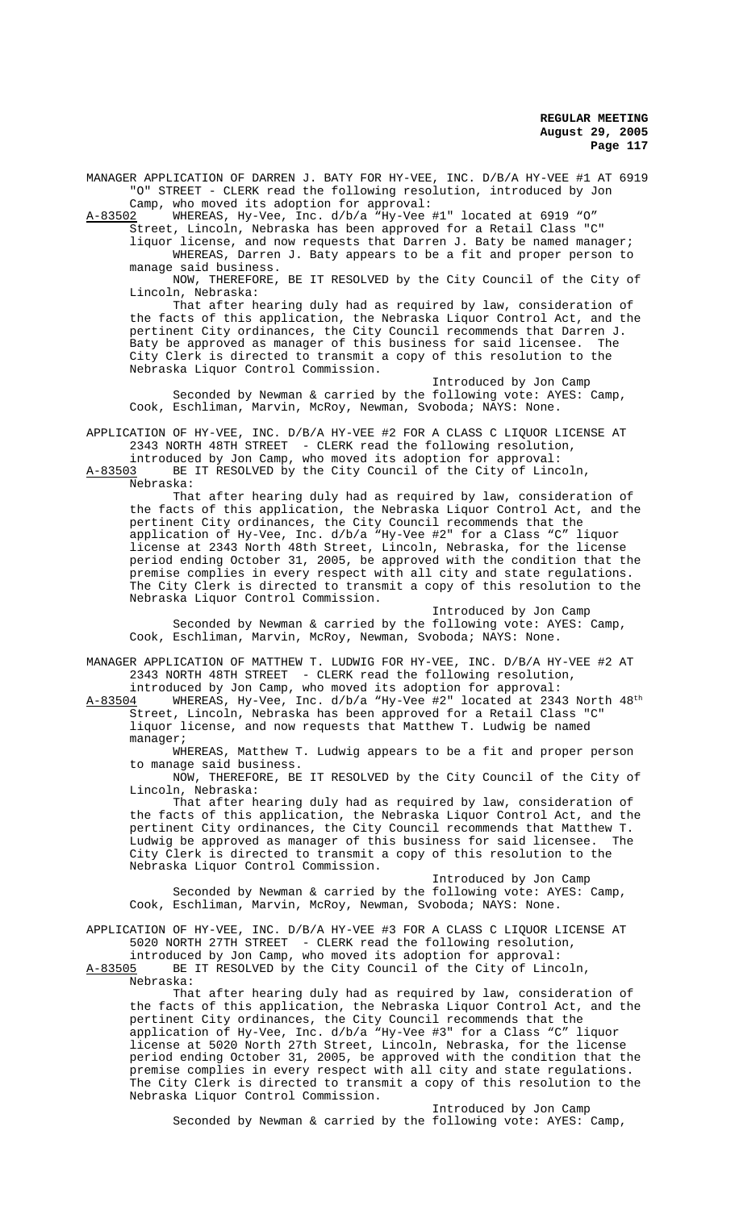MANAGER APPLICATION OF DARREN J. BATY FOR HY-VEE, INC. D/B/A HY-VEE #1 AT 6919 "O" STREET - CLERK read the following resolution, introduced by Jon Camp, who moved its adoption for approval:

A-83502 WHEREAS, Hy-Vee, Inc. d/b/a "Hy-Vee #1" located at 6919 "O" Street, Lincoln, Nebraska has been approved for a Retail Class "C" liquor license, and now requests that Darren J. Baty be named manager;

WHEREAS, Darren J. Baty appears to be a fit and proper person to manage said business.

NOW, THEREFORE, BE IT RESOLVED by the City Council of the City of Lincoln, Nebraska:

That after hearing duly had as required by law, consideration of the facts of this application, the Nebraska Liquor Control Act, and the pertinent City ordinances, the City Council recommends that Darren J. Baty be approved as manager of this business for said licensee. The City Clerk is directed to transmit a copy of this resolution to the Nebraska Liquor Control Commission.

Introduced by Jon Camp

Seconded by Newman & carried by the following vote: AYES: Camp, Cook, Eschliman, Marvin, McRoy, Newman, Svoboda; NAYS: None.

APPLICATION OF HY-VEE, INC. D/B/A HY-VEE #2 FOR A CLASS C LIQUOR LICENSE AT 2343 NORTH 48TH STREET - CLERK read the following resolution, introduced by Jon Camp, who moved its adoption for approval:

A-83503 BE IT RESOLVED by the City Council of the City of Lincoln, Nebraska:

That after hearing duly had as required by law, consideration of the facts of this application, the Nebraska Liquor Control Act, and the pertinent City ordinances, the City Council recommends that the application of Hy-Vee, Inc. d/b/a "Hy-Vee #2" for a Class "C" liquor license at 2343 North 48th Street, Lincoln, Nebraska, for the license period ending October 31, 2005, be approved with the condition that the premise complies in every respect with all city and state regulations. The City Clerk is directed to transmit a copy of this resolution to the Nebraska Liquor Control Commission.

Introduced by Jon Camp

Seconded by Newman & carried by the following vote: AYES: Camp, Cook, Eschliman, Marvin, McRoy, Newman, Svoboda; NAYS: None.

MANAGER APPLICATION OF MATTHEW T. LUDWIG FOR HY-VEE, INC. D/B/A HY-VEE #2 AT 2343 NORTH 48TH STREET - CLERK read the following resolution, introduced by Jon Camp, who moved its adoption for approval:

A-83504 WHEREAS, Hy-Vee, Inc. d/b/a "Hy-Vee #2" located at 2343 North 48th Street, Lincoln, Nebraska has been approved for a Retail Class "C" liquor license, and now requests that Matthew T. Ludwig be named manager;

WHEREAS, Matthew T. Ludwig appears to be a fit and proper person to manage said business.

NOW, THEREFORE, BE IT RESOLVED by the City Council of the City of Lincoln, Nebraska:

That after hearing duly had as required by law, consideration of the facts of this application, the Nebraska Liquor Control Act, and the pertinent City ordinances, the City Council recommends that Matthew T. Ludwig be approved as manager of this business for said licensee. The City Clerk is directed to transmit a copy of this resolution to the Nebraska Liquor Control Commission.

Introduced by Jon Camp

Seconded by Newman & carried by the following vote: AYES: Camp, Cook, Eschliman, Marvin, McRoy, Newman, Svoboda; NAYS: None.

APPLICATION OF HY-VEE, INC. D/B/A HY-VEE #3 FOR A CLASS C LIQUOR LICENSE AT 5020 NORTH 27TH STREET - CLERK read the following resolution, introduced by Jon Camp, who moved its adoption for approval:

A-83505 BE IT RESOLVED by the City Council of the City of Lincoln, Nebraska:

That after hearing duly had as required by law, consideration of the facts of this application, the Nebraska Liquor Control Act, and the pertinent City ordinances, the City Council recommends that the application of Hy-Vee, Inc. d/b/a "Hy-Vee #3" for a Class "C" liquor license at 5020 North 27th Street, Lincoln, Nebraska, for the license period ending October 31, 2005, be approved with the condition that the premise complies in every respect with all city and state regulations. The City Clerk is directed to transmit a copy of this resolution to the Nebraska Liquor Control Commission.

Introduced by Jon Camp

Seconded by Newman & carried by the following vote: AYES: Camp,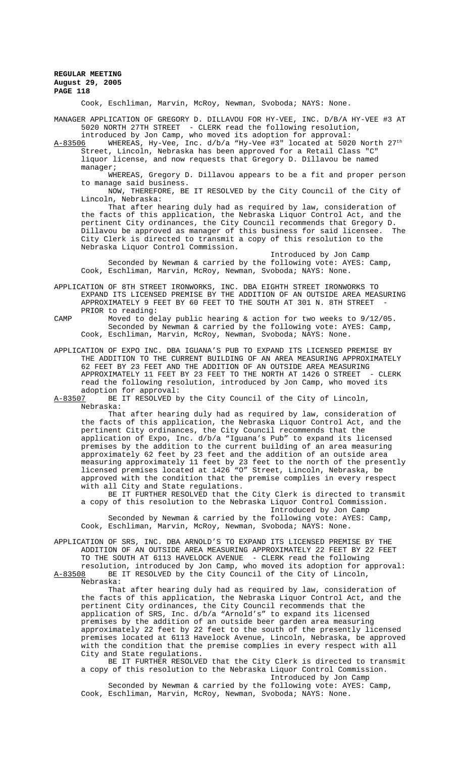Cook, Eschliman, Marvin, McRoy, Newman, Svoboda; NAYS: None.

MANAGER APPLICATION OF GREGORY D. DILLAVOU FOR HY-VEE, INC. D/B/A HY-VEE #3 AT 5020 NORTH 27TH STREET - CLERK read the following resolution, introduced by Jon Camp, who moved its adoption for approval:

A-83506 WHEREAS, Hy-Vee, Inc. d/b/a "Hy-Vee #3" located at 5020 North 27th Street, Lincoln, Nebraska has been approved for a Retail Class "C" liquor license, and now requests that Gregory D. Dillavou be named manager;

WHEREAS, Gregory D. Dillavou appears to be a fit and proper person to manage said business.

NOW, THEREFORE, BE IT RESOLVED by the City Council of the City of Lincoln, Nebraska:

That after hearing duly had as required by law, consideration of the facts of this application, the Nebraska Liquor Control Act, and the pertinent City ordinances, the City Council recommends that Gregory D. Dillavou be approved as manager of this business for said licensee. The City Clerk is directed to transmit a copy of this resolution to the Nebraska Liquor Control Commission.

Introduced by Jon Camp

Seconded by Newman & carried by the following vote: AYES: Camp, Cook, Eschliman, Marvin, McRoy, Newman, Svoboda; NAYS: None.

APPLICATION OF 8TH STREET IRONWORKS, INC. DBA EIGHTH STREET IRONWORKS TO EXPAND ITS LICENSED PREMISE BY THE ADDITION OF AN OUTSIDE AREA MEASURING APPROXIMATELY 9 FEET BY 60 FEET TO THE SOUTH AT 301 N. 8TH STREET - PRIOR to reading:

CAMP Moved to delay public hearing & action for two weeks to 9/12/05.

Seconded by Newman & carried by the following vote: AYES: Camp, Cook, Eschliman, Marvin, McRoy, Newman, Svoboda; NAYS: None.

APPLICATION OF EXPO INC. DBA IGUANA'S PUB TO EXPAND ITS LICENSED PREMISE BY THE ADDITION TO THE CURRENT BUILDING OF AN AREA MEASURING APPROXIMATELY 62 FEET BY 23 FEET AND THE ADDITION OF AN OUTSIDE AREA MEASURING APPROXIMATELY 11 FEET BY 23 FEET TO THE NORTH AT 1426 O STREET - CLERK read the following resolution, introduced by Jon Camp, who moved its adoption for approval:

A-83507 BE IT RESOLVED by the City Council of the City of Lincoln, Nebraska:

That after hearing duly had as required by law, consideration of the facts of this application, the Nebraska Liquor Control Act, and the pertinent City ordinances, the City Council recommends that the application of Expo, Inc. d/b/a "Iguana's Pub" to expand its licensed premises by the addition to the current building of an area measuring approximately 62 feet by 23 feet and the addition of an outside area measuring approximately 11 feet by 23 feet to the north of the presently licensed premises located at 1426 "O" Street, Lincoln, Nebraska, be approved with the condition that the premise complies in every respect with all City and State regulations.

BE IT FURTHER RESOLVED that the City Clerk is directed to transmit a copy of this resolution to the Nebraska Liquor Control Commission.

Introduced by Jon Camp

Seconded by Newman & carried by the following vote: AYES: Camp, Cook, Eschliman, Marvin, McRoy, Newman, Svoboda; NAYS: None.

APPLICATION OF SRS, INC. DBA ARNOLD'S TO EXPAND ITS LICENSED PREMISE BY THE ADDITION OF AN OUTSIDE AREA MEASURING APPROXIMATELY 22 FEET BY 22 FEET TO THE SOUTH AT 6113 HAVELOCK AVENUE - CLERK read the following resolution, introduced by Jon Camp, who moved its adoption for approval:

A-83508 BE IT RESOLVED by the City Council of the City of Lincoln, Nebraska:

That after hearing duly had as required by law, consideration of the facts of this application, the Nebraska Liquor Control Act, and the pertinent City ordinances, the City Council recommends that the application of SRS, Inc. d/b/a "Arnold's" to expand its licensed premises by the addition of an outside beer garden area measuring approximately 22 feet by 22 feet to the south of the presently licensed premises located at 6113 Havelock Avenue, Lincoln, Nebraska, be approved with the condition that the premise complies in every respect with all City and State regulations.

BE IT FURTHER RESOLVED that the City Clerk is directed to transmit a copy of this resolution to the Nebraska Liquor Control Commission.

Introduced by Jon Camp

Seconded by Newman & carried by the following vote: AYES: Camp, Cook, Eschliman, Marvin, McRoy, Newman, Svoboda; NAYS: None.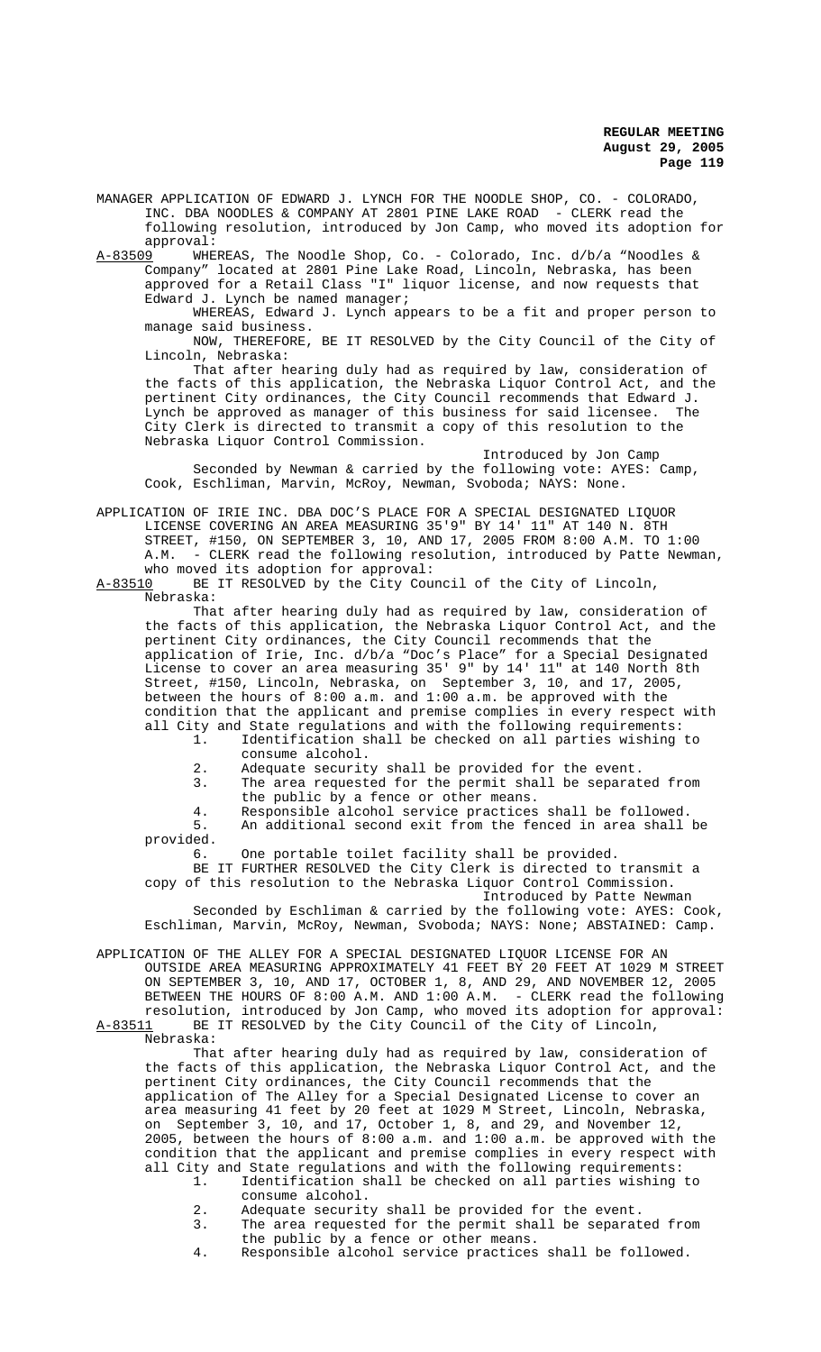MANAGER APPLICATION OF EDWARD J. LYNCH FOR THE NOODLE SHOP, CO. - COLORADO, INC. DBA NOODLES & COMPANY AT 2801 PINE LAKE ROAD - CLERK read the following resolution, introduced by Jon Camp, who moved its adoption for approval:

A-83509 WHEREAS, The Noodle Shop, Co. - Colorado, Inc. d/b/a "Noodles & Company" located at 2801 Pine Lake Road, Lincoln, Nebraska, has been approved for a Retail Class "I" liquor license, and now requests that Edward J. Lynch be named manager;

WHEREAS, Edward J. Lynch appears to be a fit and proper person to manage said business.

NOW, THEREFORE, BE IT RESOLVED by the City Council of the City of Lincoln, Nebraska:

That after hearing duly had as required by law, consideration of the facts of this application, the Nebraska Liquor Control Act, and the pertinent City ordinances, the City Council recommends that Edward J. Lynch be approved as manager of this business for said licensee. The City Clerk is directed to transmit a copy of this resolution to the Nebraska Liquor Control Commission.

Introduced by Jon Camp

Seconded by Newman & carried by the following vote: AYES: Camp, Cook, Eschliman, Marvin, McRoy, Newman, Svoboda; NAYS: None.

APPLICATION OF IRIE INC. DBA DOC'S PLACE FOR A SPECIAL DESIGNATED LIQUOR LICENSE COVERING AN AREA MEASURING 35'9" BY 14' 11" AT 140 N. 8TH STREET, #150, ON SEPTEMBER 3, 10, AND 17, 2005 FROM 8:00 A.M. TO 1:00 A.M. - CLERK read the following resolution, introduced by Patte Newman, who moved its adoption for approval:

A-83510 BE IT RESOLVED by the City Council of the City of Lincoln, Nebraska:

That after hearing duly had as required by law, consideration of the facts of this application, the Nebraska Liquor Control Act, and the pertinent City ordinances, the City Council recommends that the application of Irie, Inc. d/b/a "Doc's Place" for a Special Designated License to cover an area measuring 35' 9" by 14' 11" at 140 North 8th Street, #150, Lincoln, Nebraska, on September 3, 10, and 17, 2005, between the hours of 8:00 a.m. and 1:00 a.m. be approved with the condition that the applicant and premise complies in every respect with all City and State regulations and with the following requirements:

1. Identification shall be checked on all parties wishing to consume alcohol.
2. Adequate security shall be provided for the event.
3. The area requested for the permit shall be separated from the public by a fence or other means.
4. Responsible alcohol service practices shall be followed.
5. An additional second exit from the fenced in area shall be provided.
6. One portable toilet facility shall be provided.

BE IT FURTHER RESOLVED the City Clerk is directed to transmit a copy of this resolution to the Nebraska Liquor Control Commission.

Introduced by Patte Newman

Seconded by Eschliman & carried by the following vote: AYES: Cook, Eschliman, Marvin, McRoy, Newman, Svoboda; NAYS: None; ABSTAINED: Camp.

APPLICATION OF THE ALLEY FOR A SPECIAL DESIGNATED LIQUOR LICENSE FOR AN OUTSIDE AREA MEASURING APPROXIMATELY 41 FEET BY 20 FEET AT 1029 M STREET ON SEPTEMBER 3, 10, AND 17, OCTOBER 1, 8, AND 29, AND NOVEMBER 12, 2005 BETWEEN THE HOURS OF 8:00 A.M. AND 1:00 A.M. - CLERK read the following resolution, introduced by Jon Camp, who moved its adoption for approval:

A-83511 BE IT RESOLVED by the City Council of the City of Lincoln, Nebraska:

That after hearing duly had as required by law, consideration of the facts of this application, the Nebraska Liquor Control Act, and the pertinent City ordinances, the City Council recommends that the application of The Alley for a Special Designated License to cover an area measuring 41 feet by 20 feet at 1029 M Street, Lincoln, Nebraska, on September 3, 10, and 17, October 1, 8, and 29, and November 12, 2005, between the hours of 8:00 a.m. and 1:00 a.m. be approved with the condition that the applicant and premise complies in every respect with all City and State regulations and with the following requirements:

1. Identification shall be checked on all parties wishing to consume alcohol.
2. Adequate security shall be provided for the event.
3. The area requested for the permit shall be separated from the public by a fence or other means.
4. Responsible alcohol service practices shall be followed.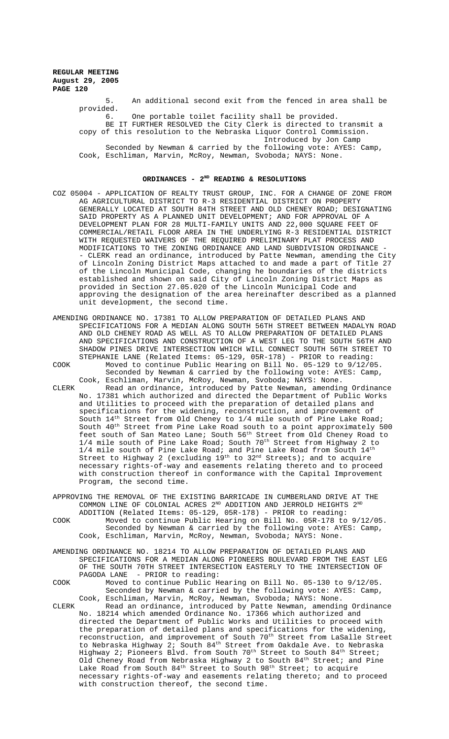5. An additional second exit from the fenced in area shall be provided.

6. One portable toilet facility shall be provided.

BE IT FURTHER RESOLVED the City Clerk is directed to transmit a copy of this resolution to the Nebraska Liquor Control Commission.

Introduced by Jon Camp

Seconded by Newman & carried by the following vote: AYES: Camp, Cook, Eschliman, Marvin, McRoy, Newman, Svoboda; NAYS: None.

## ORDINANCES - 2ND READING & RESOLUTIONS

COZ 05004 - APPLICATION OF REALTY TRUST GROUP, INC. FOR A CHANGE OF ZONE FROM AG AGRICULTURAL DISTRICT TO R-3 RESIDENTIAL DISTRICT ON PROPERTY GENERALLY LOCATED AT SOUTH 84TH STREET AND OLD CHENEY ROAD; DESIGNATING SAID PROPERTY AS A PLANNED UNIT DEVELOPMENT; AND FOR APPROVAL OF A DEVELOPMENT PLAN FOR 28 MULTI-FAMILY UNITS AND 22,000 SQUARE FEET OF COMMERCIAL/RETAIL FLOOR AREA IN THE UNDERLYING R-3 RESIDENTIAL DISTRICT WITH REQUESTED WAIVERS OF THE REQUIRED PRELIMINARY PLAT PROCESS AND MODIFICATIONS TO THE ZONING ORDINANCE AND LAND SUBDIVISION ORDINANCE - - CLERK read an ordinance, introduced by Patte Newman, amending the City of Lincoln Zoning District Maps attached to and made a part of Title 27 of the Lincoln Municipal Code, changing he boundaries of the districts established and shown on said City of Lincoln Zoning District Maps as provided in Section 27.05.020 of the Lincoln Municipal Code and approving the designation of the area hereinafter described as a planned unit development, the second time.

AMENDING ORDINANCE NO. 17381 TO ALLOW PREPARATION OF DETAILED PLANS AND SPECIFICATIONS FOR A MEDIAN ALONG SOUTH 56TH STREET BETWEEN MADALYN ROAD AND OLD CHENEY ROAD AS WELL AS TO ALLOW PREPARATION OF DETAILED PLANS AND SPECIFICATIONS AND CONSTRUCTION OF A WEST LEG TO THE SOUTH 56TH AND SHADOW PINES DRIVE INTERSECTION WHICH WILL CONNECT SOUTH 56TH STREET TO STEPHANIE LANE (Related Items: 05-129, 05R-178) - PRIOR to reading:

COOK Moved to continue Public Hearing on Bill No. 05-129 to 9/12/05.
Seconded by Newman & carried by the following vote: AYES: Camp, Cook, Eschliman, Marvin, McRoy, Newman, Svoboda; NAYS: None.

CLERK Read an ordinance, introduced by Patte Newman, amending Ordinance No. 17381 which authorized and directed the Department of Public Works and Utilities to proceed with the preparation of detailed plans and specifications for the widening, reconstruction, and improvement of South 14th Street from Old Cheney to 1/4 mile south of Pine Lake Road; South 40th Street from Pine Lake Road south to a point approximately 500 feet south of San Mateo Lane; South 56th Street from Old Cheney Road to 1/4 mile south of Pine Lake Road; South 70th Street from Highway 2 to 1/4 mile south of Pine Lake Road; and Pine Lake Road from South 14th Street to Highway 2 (excluding 19th to 32nd Streets); and to acquire necessary rights-of-way and easements relating thereto and to proceed with construction thereof in conformance with the Capital Improvement Program, the second time.

APPROVING THE REMOVAL OF THE EXISTING BARRICADE IN CUMBERLAND DRIVE AT THE COMMON LINE OF COLONIAL ACRES 2ND ADDITION AND JERROLD HEIGHTS 2ND ADDITION (Related Items: 05-129, 05R-178) - PRIOR to reading:

COOK Moved to continue Public Hearing on Bill No. 05R-178 to 9/12/05.
Seconded by Newman & carried by the following vote: AYES: Camp, Cook, Eschliman, Marvin, McRoy, Newman, Svoboda; NAYS: None.

AMENDING ORDINANCE NO. 18214 TO ALLOW PREPARATION OF DETAILED PLANS AND SPECIFICATIONS FOR A MEDIAN ALONG PIONEERS BOULEVARD FROM THE EAST LEG OF THE SOUTH 70TH STREET INTERSECTION EASTERLY TO THE INTERSECTION OF PAGODA LANE - PRIOR to reading:

COOK Moved to continue Public Hearing on Bill No. 05-130 to 9/12/05.
Seconded by Newman & carried by the following vote: AYES: Camp, Cook, Eschliman, Marvin, McRoy, Newman, Svoboda; NAYS: None.

CLERK Read an ordinance, introduced by Patte Newman, amending Ordinance No. 18214 which amended Ordinance No. 17366 which authorized and directed the Department of Public Works and Utilities to proceed with the preparation of detailed plans and specifications for the widening, reconstruction, and improvement of South 70th Street from LaSalle Street to Nebraska Highway 2; South 84th Street from Oakdale Ave. to Nebraska Highway 2; Pioneers Blvd. from South 70th Street to South 84th Street; Old Cheney Road from Nebraska Highway 2 to South 84th Street; and Pine Lake Road from South 84th Street to South 98th Street; to acquire necessary rights-of-way and easements relating thereto; and to proceed with construction thereof, the second time.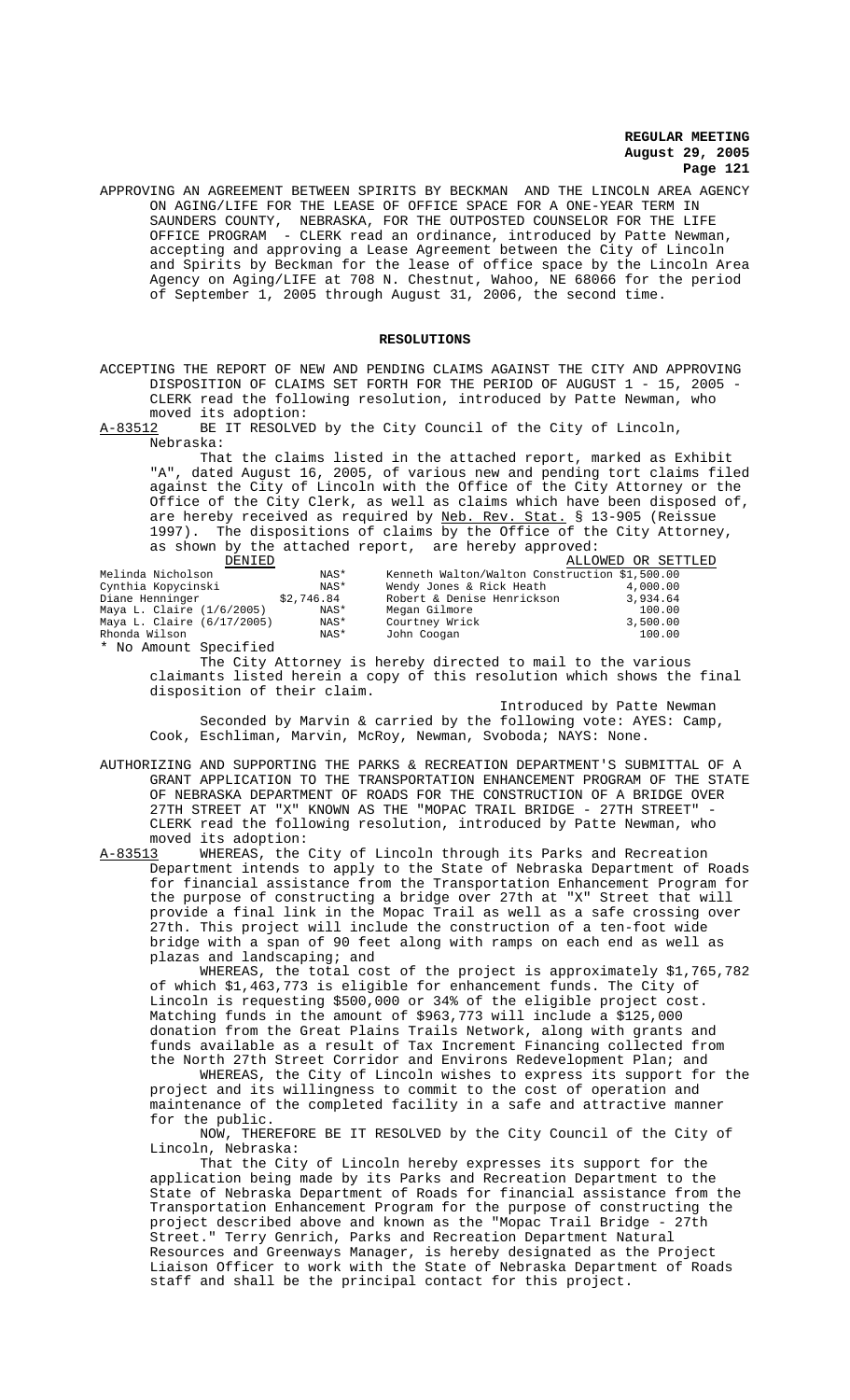APPROVING AN AGREEMENT BETWEEN SPIRITS BY BECKMAN AND THE LINCOLN AREA AGENCY ON AGING/LIFE FOR THE LEASE OF OFFICE SPACE FOR A ONE-YEAR TERM IN SAUNDERS COUNTY, NEBRASKA, FOR THE OUTPOSTED COUNSELOR FOR THE LIFE OFFICE PROGRAM - CLERK read an ordinance, introduced by Patte Newman, accepting and approving a Lease Agreement between the City of Lincoln and Spirits by Beckman for the lease of office space by the Lincoln Area Agency on Aging/LIFE on 708 N. Chestnut, Wahoo, NE 68066 for the period of September 1, 2005 through August 31, 2006, the second time.

## RESOLUTIONS

ACCEPTING THE REPORT OF NEW AND PENDING CLAIMS AGAINST THE CITY AND APPROVING DISPOSITION OF CLAIMS SET FORTH FOR THE PERIOD OF AUGUST 1 - 15, 2005 - CLERK read the following resolution, introduced by Patte Newman, who moved its adoption:

A-83512 BE IT RESOLVED by the City Council of the City of Lincoln, Nebraska:

That the claims listed in the attached report, marked as Exhibit "A", dated August 16, 2005, of various new and pending tort claims filed against the City of Lincoln with the Office of the City Attorney or the Office of the City Clerk, as well as claims which have been disposed of, are hereby received as required by Neb. Rev. Stat. § 13-905 (Reissue 1997). The dispositions of claims by the Office of the City Attorney, as shown by the attached report, are hereby approved:

| DENIED | | ALLOWED OR SETTLED | |
|---|---|---|---|
| Melinda Nicholson | NAS* | Kenneth Walton/Walton Construction | $1,500.00 |
| Cynthia Kopycinski | NAS* | Wendy Jones & Rick Heath | 4,000.00 |
| Diane Henninger | $2,746.84 | Robert & Denise Henrickson | 3,934.64 |
| Maya L. Claire (1/6/2005) | NAS* | Megan Gilmore | 100.00 |
| Maya L. Claire (6/17/2005) | NAS* | Courtney Wrick | 3,500.00 |
| Rhonda Wilson | NAS* | John Coogan | 100.00 |

\* No Amount Specified

The City Attorney is hereby directed to mail to the various claimants listed herein a copy of this resolution which shows the final disposition of their claim.

Introduced by Patte Newman

Seconded by Marvin & carried by the following vote: AYES: Camp, Cook, Eschliman, Marvin, McRoy, Newman, Svoboda; NAYS: None.

AUTHORIZING AND SUPPORTING THE PARKS & RECREATION DEPARTMENT'S SUBMITTAL OF A GRANT APPLICATION TO THE TRANSPORTATION ENHANCEMENT PROGRAM OF THE STATE OF NEBRASKA DEPARTMENT OF ROADS FOR THE CONSTRUCTION OF A BRIDGE OVER 27TH STREET AT "X" KNOWN AS THE "MOPAC TRAIL BRIDGE - 27TH STREET" - CLERK read the following resolution, introduced by Patte Newman, who moved its adoption:

A-83513 WHEREAS, the City of Lincoln through its Parks and Recreation Department intends to apply to the State of Nebraska Department of Roads for financial assistance from the Transportation Enhancement Program for the purpose of constructing a bridge over 27th at "X" Street that will provide a final link in the Mopac Trail as well as a safe crossing over 27th. This project will include the construction of a ten-foot wide bridge with a span of 90 feet along with ramps on each end as well as plazas and landscaping; and

WHEREAS, the total cost of the project is approximately $1,765,782 of which $1,463,773 is eligible for enhancement funds. The City of Lincoln is requesting $500,000 or 34% of the eligible project cost. Matching funds in the amount of $963,773 will include a $125,000 donation from the Great Plains Trails Network, along with grants and funds available as a result of Tax Increment Financing collected from the North 27th Street Corridor and Environs Redevelopment Plan; and

WHEREAS, the City of Lincoln wishes to express its support for the project and its willingness to commit to the cost of operation and maintenance of the completed facility in a safe and attractive manner for the public.

NOW, THEREFORE BE IT RESOLVED by the City Council of the City of Lincoln, Nebraska:

That the City of Lincoln hereby expresses its support for the application being made by its Parks and Recreation Department to the State of Nebraska Department of Roads for financial assistance from the Transportation Enhancement Program for the purpose of constructing the project described above and known as the "Mopac Trail Bridge - 27th Street." Terry Genrich, Parks and Recreation Department Natural Resources and Greenways Manager, is hereby designated as the Project Liaison Officer to work with the State of Nebraska Department of Roads staff and shall be the principal contact for this project.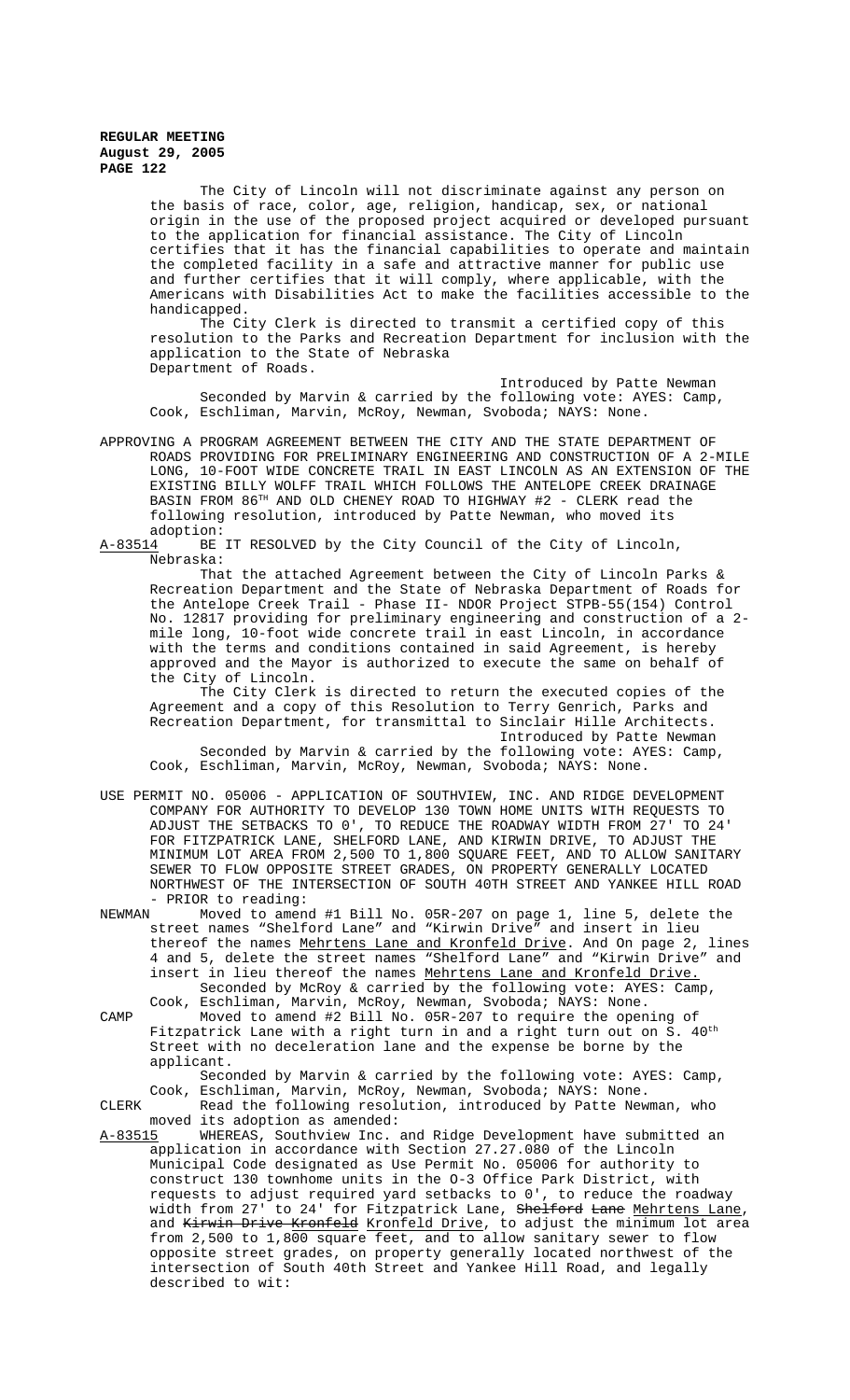The City of Lincoln will not discriminate against any person on the basis of race, color, age, religion, handicap, sex, or national origin in the use of the proposed project acquired or developed pursuant to the application for financial assistance. The City of Lincoln certifies that it has the financial capabilities to operate and maintain the completed facility in a safe and attractive manner for public use and further certifies that it will comply, where applicable, with the Americans with Disabilities Act to make the facilities accessible to the handicapped.

The City Clerk is directed to transmit a certified copy of this resolution to the Parks and Recreation Department for inclusion with the application to the State of Nebraska Department of Roads.

Introduced by Patte Newman

Seconded by Marvin & carried by the following vote: AYES: Camp, Cook, Eschliman, Marvin, McRoy, Newman, Svoboda; NAYS: None.

APPROVING A PROGRAM AGREEMENT BETWEEN THE CITY AND THE STATE DEPARTMENT OF ROADS PROVIDING FOR PRELIMINARY ENGINEERING AND CONSTRUCTION OF A 2-MILE LONG, 10-FOOT WIDE CONCRETE TRAIL IN EAST LINCOLN AS AN EXTENSION OF THE EXISTING BILLY WOLFF TRAIL WHICH FOLLOWS THE ANTELOPE CREEK DRAINAGE BASIN FROM 86TH AND OLD CHENEY ROAD TO HIGHWAY #2 - CLERK read the following resolution, introduced by Patte Newman, who moved its adoption:

A-83514 BE IT RESOLVED by the City Council of the City of Lincoln, Nebraska:

That the attached Agreement between the City of Lincoln Parks & Recreation Department and the State of Nebraska Department of Roads for the Antelope Creek Trail - Phase II- NDOR Project STPB-55(154) Control No. 12817 providing for preliminary engineering and construction of a 2-mile long, 10-foot wide concrete trail in east Lincoln, in accordance with the terms and conditions contained in said Agreement, is hereby approved and the Mayor is authorized to execute the same on behalf of the City of Lincoln.

The City Clerk is directed to return the executed copies of the Agreement and a copy of this Resolution to Terry Genrich, Parks and Recreation Department, for transmittal to Sinclair Hille Architects.

Introduced by Patte Newman

Seconded by Marvin & carried by the following vote: AYES: Camp, Cook, Eschliman, Marvin, McRoy, Newman, Svoboda; NAYS: None.

USE PERMIT NO. 05006 - APPLICATION OF SOUTHVIEW, INC. AND RIDGE DEVELOPMENT COMPANY FOR AUTHORITY TO DEVELOP 130 TOWN HOME UNITS WITH REQUESTS TO ADJUST THE SETBACKS TO 0', TO REDUCE THE ROADWAY WIDTH FROM 27' TO 24' FOR FITZPATRICK LANE, SHELFORD LANE, AND KIRWIN DRIVE, TO ADJUST THE MINIMUM LOT AREA FROM 2,500 TO 1,800 SQUARE FEET, AND TO ALLOW SANITARY SEWER TO FLOW OPPOSITE STREET GRADES, ON PROPERTY GENERALLY LOCATED NORTHWEST OF THE INTERSECTION OF SOUTH 40TH STREET AND YANKEE HILL ROAD - PRIOR to reading:

NEWMAN Moved to amend #1 Bill No. 05R-207 on page 1, line 5, delete the street names "Shelford Lane" and "Kirwin Drive" and insert in lieu thereof the names Mehrtens Lane and Kronfeld Drive. And On page 2, lines 4 and 5, delete the street names "Shelford Lane" and "Kirwin Drive" and insert in lieu thereof the names Mehrtens Lane and Kronfeld Drive.

Seconded by McRoy & carried by the following vote: AYES: Camp, Cook, Eschliman, Marvin, McRoy, Newman, Svoboda; NAYS: None.

CAMP Moved to amend #2 Bill No. 05R-207 to require the opening of Fitzpatrick Lane with a right turn in and a right turn out on S. 40th Street with no deceleration lane and the expense be borne by the applicant.

Seconded by Marvin & carried by the following vote: AYES: Camp, Cook, Eschliman, Marvin, McRoy, Newman, Svoboda; NAYS: None.

CLERK Read the following resolution, introduced by Patte Newman, who moved its adoption as amended:

A-83515 WHEREAS, Southview Inc. and Ridge Development have submitted an application in accordance with Section 27.27.080 of the Lincoln Municipal Code designated as Use Permit No. 05006 for authority to construct 130 townhome units in the O-3 Office Park District, with requests to adjust required yard setbacks to 0', to reduce the roadway width from 27' to 24' for Fitzpatrick Lane, ~~Shelford Lane~~ Mehrtens Lane, and ~~Kirwin Drive Kronfeld~~ Kronfeld Drive, to adjust the minimum lot area from 2,500 to 1,800 square feet, and to allow sanitary sewer to flow opposite street grades, on property generally located northwest of the intersection of South 40th Street and Yankee Hill Road, and legally described to wit: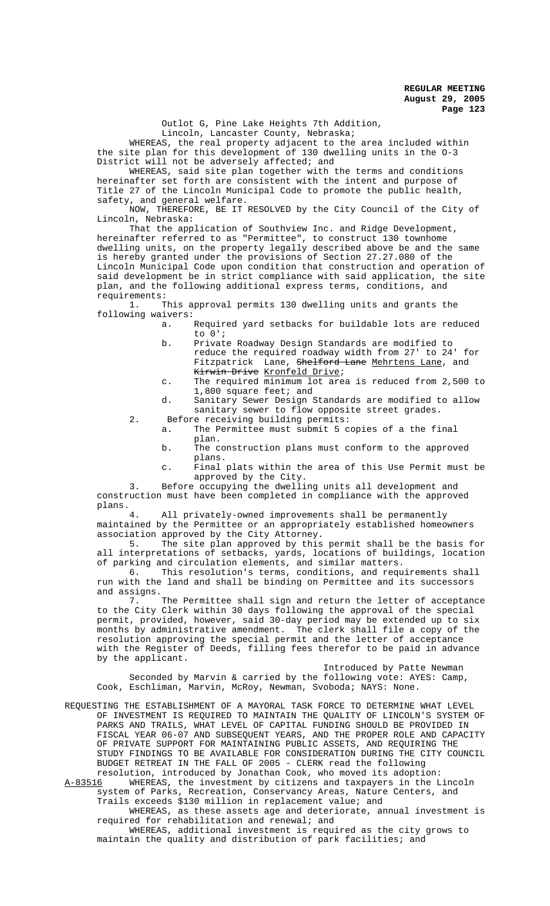Outlot G, Pine Lake Heights 7th Addition,
Lincoln, Lancaster County, Nebraska;

WHEREAS, the real property adjacent to the area included within the site plan for this development of 130 dwelling units in the O-3 District will not be adversely affected; and

WHEREAS, said site plan together with the terms and conditions hereinafter set forth are consistent with the intent and purpose of Title 27 of the Lincoln Municipal Code to promote the public health, safety, and general welfare.

NOW, THEREFORE, BE IT RESOLVED by the City Council of the City of Lincoln, Nebraska:

That the application of Southview Inc. and Ridge Development, hereinafter referred to as "Permittee", to construct 130 townhome dwelling units, on the property legally described above be and the same is hereby granted under the provisions of Section 27.27.080 of the Lincoln Municipal Code upon condition that construction and operation of said development be in strict compliance with said application, the site plan, and the following additional express terms, conditions, and requirements:

1. This approval permits 130 dwelling units and grants the following waivers:
   a. Required yard setbacks for buildable lots are reduced to 0';
   b. Private Roadway Design Standards are modified to reduce the required roadway width from 27' to 24' for Fitzpatrick Lane, ~~Shelford Lane~~ Mehrtens Lane, and ~~Kirwin Drive~~ Kronfeld Drive;
   c. The required minimum lot area is reduced from 2,500 to 1,800 square feet; and
   d. Sanitary Sewer Design Standards are modified to allow sanitary sewer to flow opposite street grades.
2. Before receiving building permits:
   a. The Permittee must submit 5 copies of a the final plan.
   b. The construction plans must conform to the approved plans.
   c. Final plats within the area of this Use Permit must be approved by the City.
3. Before occupying the dwelling units all development and construction must have been completed in compliance with the approved plans.
4. All privately-owned improvements shall be permanently maintained by the Permittee or an appropriately established homeowners association approved by the City Attorney.
5. The site plan approved by this permit shall be the basis for all interpretations of setbacks, yards, locations of buildings, location of parking and circulation elements, and similar matters.
6. This resolution's terms, conditions, and requirements shall run with the land and shall be binding on Permittee and its successors and assigns.
7. The Permittee shall sign and return the letter of acceptance to the City Clerk within 30 days following the approval of the special permit, provided, however, said 30-day period may be extended up to six months by administrative amendment. The clerk shall file a copy of the resolution approving the special permit and the letter of acceptance with the Register of Deeds, filling fees therefor to be paid in advance by the applicant.

Introduced by Patte Newman

Seconded by Marvin & carried by the following vote: AYES: Camp, Cook, Eschliman, Marvin, McRoy, Newman, Svoboda; NAYS: None.

REQUESTING THE ESTABLISHMENT OF A MAYORAL TASK FORCE TO DETERMINE WHAT LEVEL OF INVESTMENT IS REQUIRED TO MAINTAIN THE QUALITY OF LINCOLN'S SYSTEM OF PARKS AND TRAILS, WHAT LEVEL OF CAPITAL FUNDING SHOULD BE PROVIDED IN FISCAL YEAR 06-07 AND SUBSEQUENT YEARS, AND THE PROPER ROLE AND CAPACITY OF PRIVATE SUPPORT FOR MAINTAINING PUBLIC ASSETS, AND REQUIRING THE STUDY FINDINGS TO BE AVAILABLE FOR CONSIDERATION DURING THE CITY COUNCIL BUDGET RETREAT IN THE FALL OF 2005 - CLERK read the following resolution, introduced by Jonathan Cook, who moved its adoption:

A-83516 WHEREAS, the investment by citizens and taxpayers in the Lincoln system of Parks, Recreation, Conservancy Areas, Nature Centers, and Trails exceeds $130 million in replacement value; and

WHEREAS, as these assets age and deteriorate, annual investment is required for rehabilitation and renewal; and

WHEREAS, additional investment is required as the city grows to maintain the quality and distribution of park facilities; and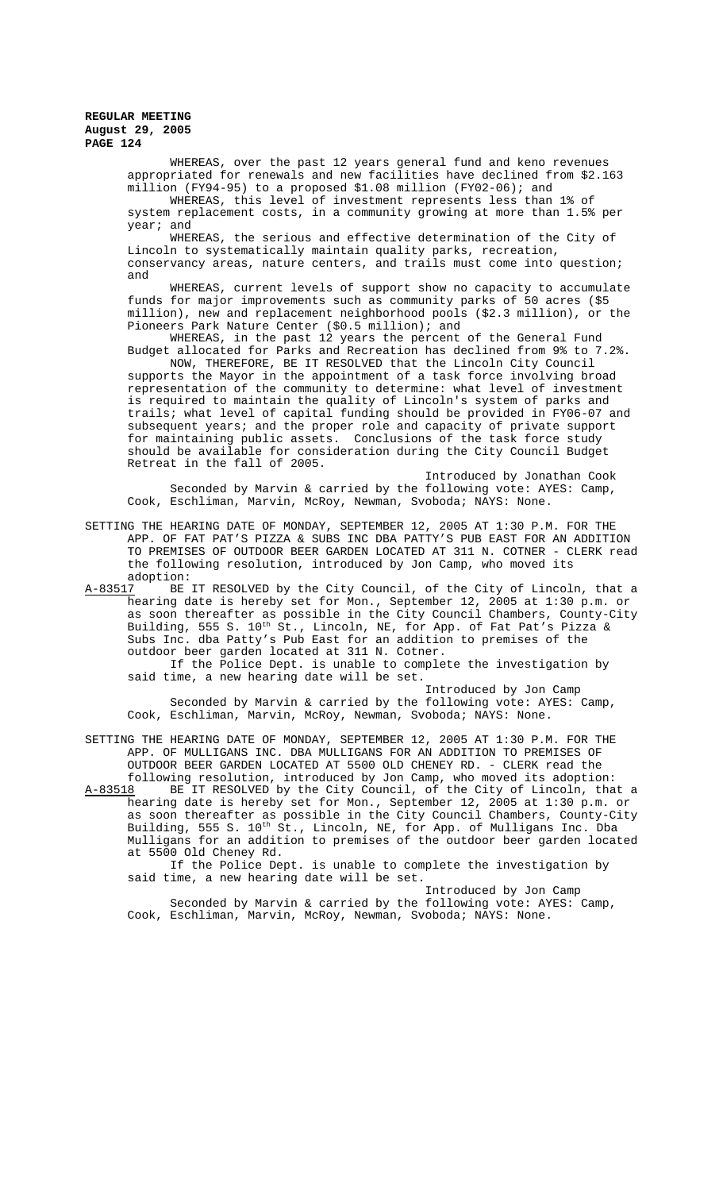WHEREAS, over the past 12 years general fund and keno revenues appropriated for renewals and new facilities have declined from $2.163 million (FY94-95) to a proposed $1.08 million (FY02-06); and

WHEREAS, this level of investment represents less than 1% of system replacement costs, in a community growing at more than 1.5% per year; and

WHEREAS, the serious and effective determination of the City of Lincoln to systematically maintain quality parks, recreation, conservancy areas, nature centers, and trails must come into question; and

WHEREAS, current levels of support show no capacity to accumulate funds for major improvements such as community parks of 50 acres ($5 million), new and replacement neighborhood pools ($2.3 million), or the Pioneers Park Nature Center ($0.5 million); and

WHEREAS, in the past 12 years the percent of the General Fund Budget allocated for Parks and Recreation has declined from 9% to 7.2%.

NOW, THEREFORE, BE IT RESOLVED that the Lincoln City Council supports the Mayor in the appointment of a task force involving broad representation of the community to determine: what level of investment is required to maintain the quality of Lincoln's system of parks and trails; what level of capital funding should be provided in FY06-07 and subsequent years; and the proper role and capacity of private support for maintaining public assets. Conclusions of the task force study should be available for consideration during the City Council Budget Retreat in the fall of 2005.

Introduced by Jonathan Cook

Seconded by Marvin & carried by the following vote: AYES: Camp, Cook, Eschliman, Marvin, McRoy, Newman, Svoboda; NAYS: None.

SETTING THE HEARING DATE OF MONDAY, SEPTEMBER 12, 2005 AT 1:30 P.M. FOR THE APP. OF FAT PAT'S PIZZA & SUBS INC DBA PATTY'S PUB EAST FOR AN ADDITION TO PREMISES OF OUTDOOR BEER GARDEN LOCATED AT 311 N. COTNER - CLERK read the following resolution, introduced by Jon Camp, who moved its adoption:

A-83517 BE IT RESOLVED by the City Council, of the City of Lincoln, that a hearing date is hereby set for Mon., September 12, 2005 at 1:30 p.m. or as soon thereafter as possible in the City Council Chambers, County-City Building, 555 S. 10th St., Lincoln, NE, for App. of Fat Pat's Pizza & Subs Inc. dba Patty's Pub East for an addition to premises of the outdoor beer garden located at 311 N. Cotner.

If the Police Dept. is unable to complete the investigation by said time, a new hearing date will be set.

Introduced by Jon Camp

Seconded by Marvin & carried by the following vote: AYES: Camp, Cook, Eschliman, Marvin, McRoy, Newman, Svoboda; NAYS: None.

SETTING THE HEARING DATE OF MONDAY, SEPTEMBER 12, 2005 AT 1:30 P.M. FOR THE APP. OF MULLIGANS INC. DBA MULLIGANS FOR AN ADDITION TO PREMISES OF OUTDOOR BEER GARDEN LOCATED AT 5500 OLD CHENEY RD. - CLERK read the following resolution, introduced by Jon Camp, who moved its adoption:

A-83518 BE IT RESOLVED by the City Council, of the City of Lincoln, that a hearing date is hereby set for Mon., September 12, 2005 at 1:30 p.m. or as soon thereafter as possible in the City Council Chambers, County-City Building, 555 S. 10th St., Lincoln, NE, for App. of Mulligans Inc. Dba Mulligans for an addition to premises of the outdoor beer garden located at 5500 Old Cheney Rd.

If the Police Dept. is unable to complete the investigation by said time, a new hearing date will be set.

Introduced by Jon Camp

Seconded by Marvin & carried by the following vote: AYES: Camp, Cook, Eschliman, Marvin, McRoy, Newman, Svoboda; NAYS: None.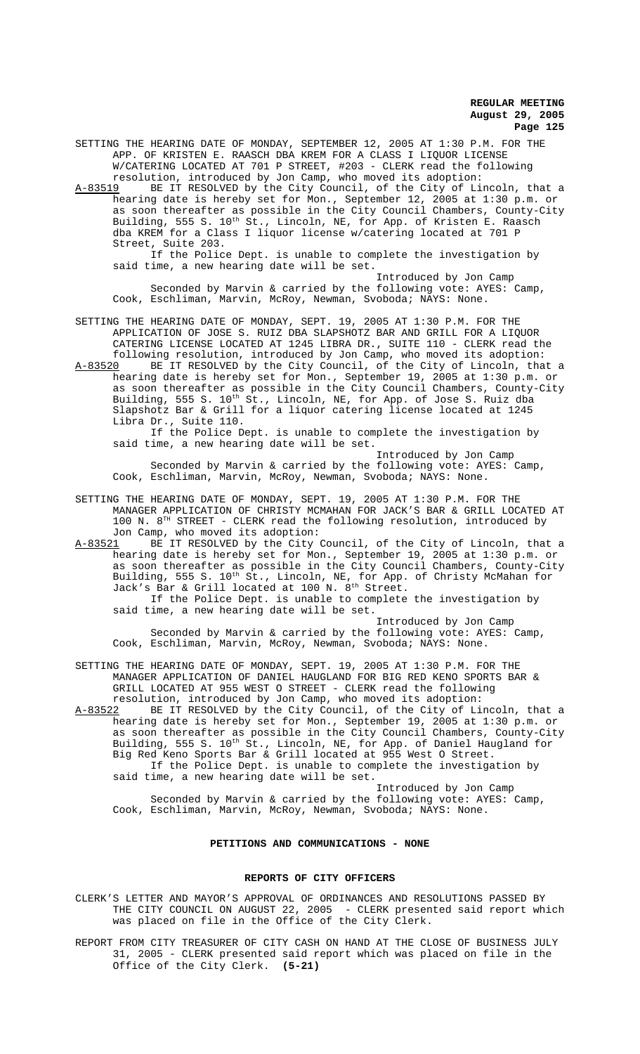SETTING THE HEARING DATE OF MONDAY, SEPTEMBER 12, 2005 AT 1:30 P.M. FOR THE APP. OF KRISTEN E. RAASCH DBA KREM FOR A CLASS I LIQUOR LICENSE W/CATERING LOCATED AT 701 P STREET, #203 - CLERK read the following resolution, introduced by Jon Camp, who moved its adoption:

A-83519 BE IT RESOLVED by the City Council, of the City of Lincoln, that a hearing date is hereby set for Mon., September 12, 2005 at 1:30 p.m. or as soon thereafter as possible in the City Council Chambers, County-City Building, 555 S. 10th St., Lincoln, NE, for App. of Kristen E. Raasch dba KREM for a Class I liquor license w/catering located at 701 P Street, Suite 203.

If the Police Dept. is unable to complete the investigation by said time, a new hearing date will be set.

Introduced by Jon Camp

Seconded by Marvin & carried by the following vote: AYES: Camp, Cook, Eschliman, Marvin, McRoy, Newman, Svoboda; NAYS: None.

SETTING THE HEARING DATE OF MONDAY, SEPT. 19, 2005 AT 1:30 P.M. FOR THE APPLICATION OF JOSE S. RUIZ DBA SLAPSHOTZ BAR AND GRILL FOR A LIQUOR CATERING LICENSE LOCATED AT 1245 LIBRA DR., SUITE 110 - CLERK read the following resolution, introduced by Jon Camp, who moved its adoption:

A-83520 BE IT RESOLVED by the City Council, of the City of Lincoln, that a hearing date is hereby set for Mon., September 19, 2005 at 1:30 p.m. or as soon thereafter as possible in the City Council Chambers, County-City Building, 555 S. 10th St., Lincoln, NE, for App. of Jose S. Ruiz dba Slapshotz Bar & Grill for a liquor catering license located at 1245 Libra Dr., Suite 110.

If the Police Dept. is unable to complete the investigation by said time, a new hearing date will be set.

Introduced by Jon Camp

Seconded by Marvin & carried by the following vote: AYES: Camp, Cook, Eschliman, Marvin, McRoy, Newman, Svoboda; NAYS: None.

SETTING THE HEARING DATE OF MONDAY, SEPT. 19, 2005 AT 1:30 P.M. FOR THE MANAGER APPLICATION OF CHRISTY MCMAHAN FOR JACK'S BAR & GRILL LOCATED AT 100 N. 8TH STREET - CLERK read the following resolution, introduced by Jon Camp, who moved its adoption:

A-83521 BE IT RESOLVED by the City Council, of the City of Lincoln, that a hearing date is hereby set for Mon., September 19, 2005 at 1:30 p.m. or as soon thereafter as possible in the City Council Chambers, County-City Building, 555 S. 10th St., Lincoln, NE, for App. of Christy McMahan for Jack's Bar & Grill located at 100 N. 8th Street.

If the Police Dept. is unable to complete the investigation by said time, a new hearing date will be set.

Introduced by Jon Camp

Seconded by Marvin & carried by the following vote: AYES: Camp, Cook, Eschliman, Marvin, McRoy, Newman, Svoboda; NAYS: None.

SETTING THE HEARING DATE OF MONDAY, SEPT. 19, 2005 AT 1:30 P.M. FOR THE MANAGER APPLICATION OF DANIEL HAUGLAND FOR BIG RED KENO SPORTS BAR & GRILL LOCATED AT 955 WEST O STREET - CLERK read the following resolution, introduced by Jon Camp, who moved its adoption:

A-83522 BE IT RESOLVED by the City Council, of the City of Lincoln, that a hearing date is hereby set for Mon., September 19, 2005 at 1:30 p.m. or as soon thereafter as possible in the City Council Chambers, County-City Building, 555 S. 10th St., Lincoln, NE, for App. of Daniel Haugland for Big Red Keno Sports Bar & Grill located at 955 West O Street.

If the Police Dept. is unable to complete the investigation by said time, a new hearing date will be set.

Introduced by Jon Camp

Seconded by Marvin & carried by the following vote: AYES: Camp, Cook, Eschliman, Marvin, McRoy, Newman, Svoboda; NAYS: None.

## PETITIONS AND COMMUNICATIONS - NONE

## REPORTS OF CITY OFFICERS

CLERK'S LETTER AND MAYOR'S APPROVAL OF ORDINANCES AND RESOLUTIONS PASSED BY THE CITY COUNCIL ON AUGUST 22, 2005 - CLERK presented said report which was placed on file in the Office of the City Clerk.

REPORT FROM CITY TREASURER OF CITY CASH ON HAND AT THE CLOSE OF BUSINESS JULY 31, 2005 - CLERK presented said report which was placed on file in the Office of the City Clerk. **(5-21)**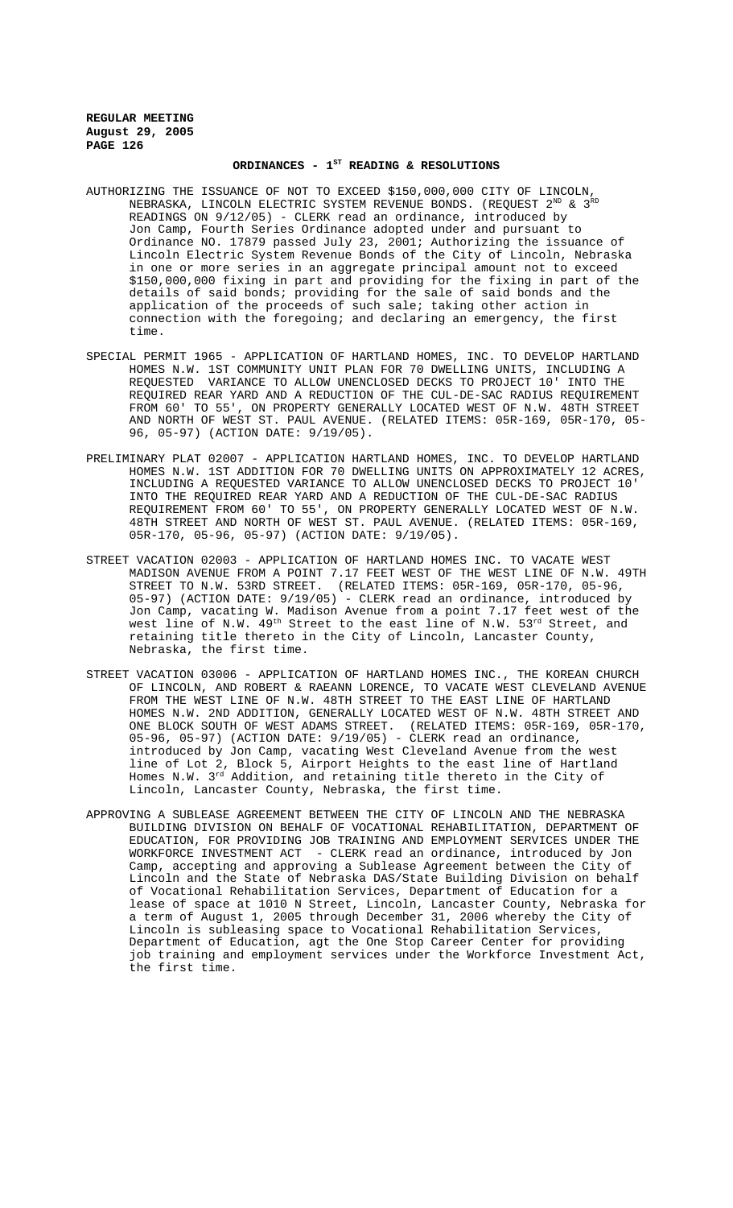## ORDINANCES - 1[ST] READING & RESOLUTIONS

AUTHORIZING THE ISSUANCE OF NOT TO EXCEED $150,000,000 CITY OF LINCOLN, NEBRASKA, LINCOLN ELECTRIC SYSTEM REVENUE BONDS. (REQUEST 2[ND] & 3[RD] READINGS ON 9/12/05) - CLERK read an ordinance, introduced by Jon Camp, Fourth Series Ordinance adopted under and pursuant to Ordinance NO. 17879 passed July 23, 2001; Authorizing the issuance of Lincoln Electric System Revenue Bonds of the City of Lincoln, Nebraska in one or more series in an aggregate principal amount not to exceed $150,000,000 fixing in part and providing for the fixing in part of the details of said bonds; providing for the sale of said bonds and the application of the proceeds of such sale; taking other action in connection with the foregoing; and declaring an emergency, the first time.

SPECIAL PERMIT 1965 - APPLICATION OF HARTLAND HOMES, INC. TO DEVELOP HARTLAND HOMES N.W. 1ST COMMUNITY UNIT PLAN FOR 70 DWELLING UNITS, INCLUDING A REQUESTED VARIANCE TO ALLOW UNENCLOSED DECKS TO PROJECT 10' INTO THE REQUIRED REAR YARD AND A REDUCTION OF THE CUL-DE-SAC RADIUS REQUIREMENT FROM 60' TO 55', ON PROPERTY GENERALLY LOCATED WEST OF N.W. 48TH STREET AND NORTH OF WEST ST. PAUL AVENUE. (RELATED ITEMS: 05R-169, 05R-170, 05-96, 05-97) (ACTION DATE: 9/19/05).

PRELIMINARY PLAT 02007 - APPLICATION HARTLAND HOMES, INC. TO DEVELOP HARTLAND HOMES N.W. 1ST ADDITION FOR 70 DWELLING UNITS ON APPROXIMATELY 12 ACRES, INCLUDING A REQUESTED VARIANCE TO ALLOW UNENCLOSED DECKS TO PROJECT 10' INTO THE REQUIRED REAR YARD AND A REDUCTION OF THE CUL-DE-SAC RADIUS REQUIREMENT FROM 60' TO 55', ON PROPERTY GENERALLY LOCATED WEST OF N.W. 48TH STREET AND NORTH OF WEST ST. PAUL AVENUE. (RELATED ITEMS: 05R-169, 05R-170, 05-96, 05-97) (ACTION DATE: 9/19/05).

STREET VACATION 02003 - APPLICATION OF HARTLAND HOMES INC. TO VACATE WEST MADISON AVENUE FROM A POINT 7.17 FEET WEST OF THE WEST LINE OF N.W. 49TH STREET TO N.W. 53RD STREET. (RELATED ITEMS: 05R-169, 05R-170, 05-96, 05-97) (ACTION DATE: 9/19/05) - CLERK read an ordinance, introduced by Jon Camp, vacating W. Madison Avenue from a point 7.17 feet west of the west line of N.W. 49[th] Street to the east line of N.W. 53[rd] Street, and retaining title thereto in the City of Lincoln, Lancaster County, Nebraska, the first time.

STREET VACATION 03006 - APPLICATION OF HARTLAND HOMES INC., THE KOREAN CHURCH OF LINCOLN, AND ROBERT & RAEANN LORENCE, TO VACATE WEST CLEVELAND AVENUE FROM THE WEST LINE OF N.W. 48TH STREET TO THE EAST LINE OF HARTLAND HOMES N.W. 2ND ADDITION, GENERALLY LOCATED WEST OF N.W. 48TH STREET AND ONE BLOCK SOUTH OF WEST ADAMS STREET. (RELATED ITEMS: 05R-169, 05R-170, 05-96, 05-97) (ACTION DATE: 9/19/05) - CLERK read an ordinance, introduced by Jon Camp, vacating West Cleveland Avenue from the west line of Lot 2, Block 5, Airport Heights to the east line of Hartland Homes N.W. 3[rd] Addition, and retaining title thereto in the City of Lincoln, Lancaster County, Nebraska, the first time.

APPROVING A SUBLEASE AGREEMENT BETWEEN THE CITY OF LINCOLN AND THE NEBRASKA BUILDING DIVISION ON BEHALF OF VOCATIONAL REHABILITATION, DEPARTMENT OF EDUCATION, FOR PROVIDING JOB TRAINING AND EMPLOYMENT SERVICES UNDER THE WORKFORCE INVESTMENT ACT - CLERK read an ordinance, introduced by Jon Camp, accepting and approving a Sublease Agreement between the City of Lincoln and the State of Nebraska DAS/State Building Division on behalf of Vocational Rehabilitation Services, Department of Education for a lease of space at 1010 N Street, Lincoln, Lancaster County, Nebraska for a term of August 1, 2005 through December 31, 2006 whereby the City of Lincoln is subleasing space to Vocational Rehabilitation Services, Department of Education, agt the One Stop Career Center for providing job training and employment services under the Workforce Investment Act, the first time.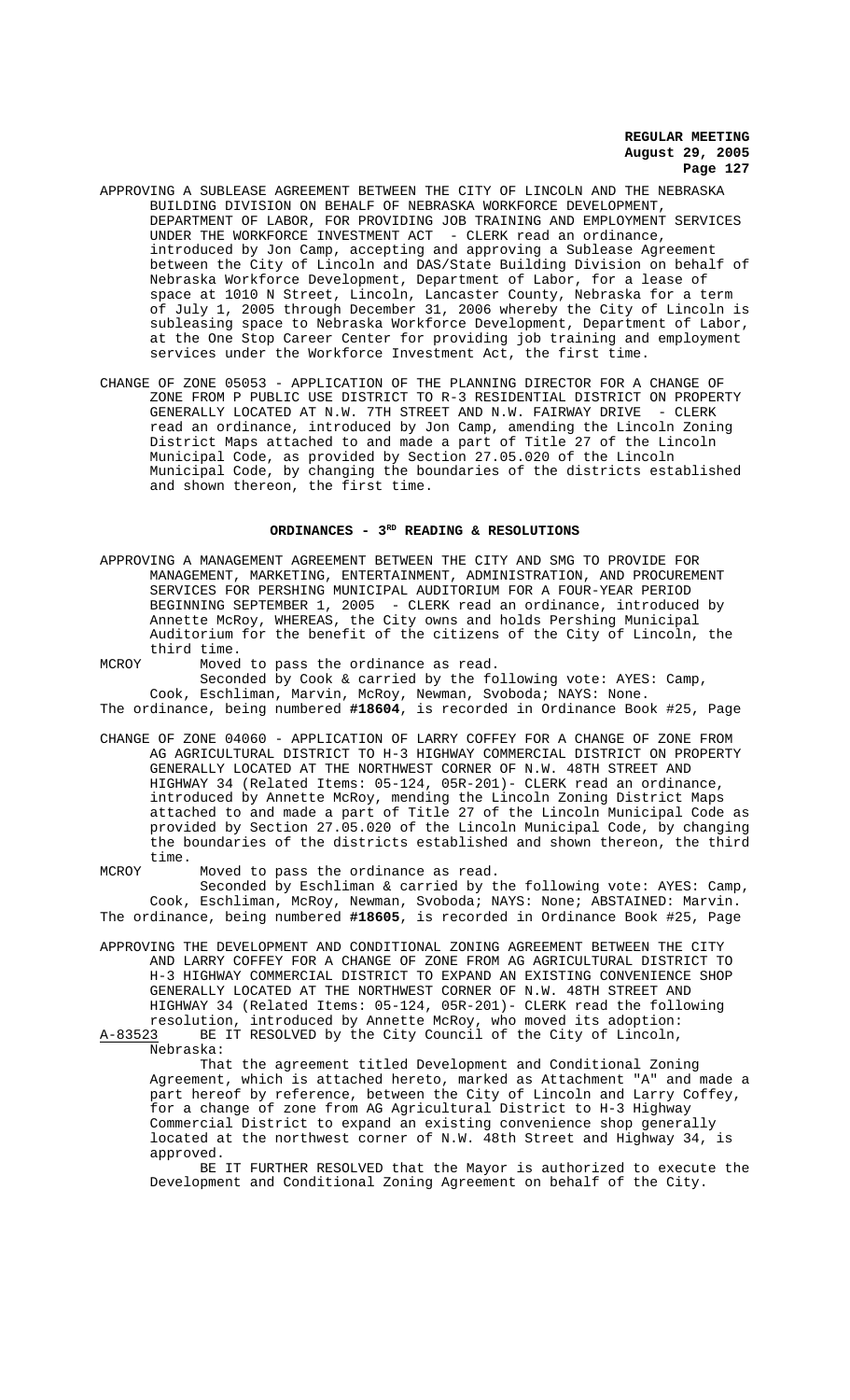APPROVING A SUBLEASE AGREEMENT BETWEEN THE CITY OF LINCOLN AND THE NEBRASKA BUILDING DIVISION ON BEHALF OF NEBRASKA WORKFORCE DEVELOPMENT, DEPARTMENT OF LABOR, FOR PROVIDING JOB TRAINING AND EMPLOYMENT SERVICES UNDER THE WORKFORCE INVESTMENT ACT - CLERK read an ordinance, introduced by Jon Camp, accepting and approving a Sublease Agreement between the City of Lincoln and DAS/State Building Division on behalf of Nebraska Workforce Development, Department of Labor, for a lease of space at 1010 N Street, Lincoln, Lancaster County, Nebraska for a term of July 1, 2005 through December 31, 2006 whereby the City of Lincoln is subleasing space to Nebraska Workforce Development, Department of Labor, at the One Stop Career Center for providing job training and employment services under the Workforce Investment Act, the first time.

CHANGE OF ZONE 05053 - APPLICATION OF THE PLANNING DIRECTOR FOR A CHANGE OF ZONE FROM P PUBLIC USE DISTRICT TO R-3 RESIDENTIAL DISTRICT ON PROPERTY GENERALLY LOCATED AT N.W. 7TH STREET AND N.W. FAIRWAY DRIVE - CLERK read an ordinance, introduced by Jon Camp, amending the Lincoln Zoning District Maps attached to and made a part of Title 27 of the Lincoln Municipal Code, as provided by Section 27.05.020 of the Lincoln Municipal Code, by changing the boundaries of the districts established and shown thereon, the first time.

## ORDINANCES - 3RD READING & RESOLUTIONS

APPROVING A MANAGEMENT AGREEMENT BETWEEN THE CITY AND SMG TO PROVIDE FOR MANAGEMENT, MARKETING, ENTERTAINMENT, ADMINISTRATION, AND PROCUREMENT SERVICES FOR PERSHING MUNICIPAL AUDITORIUM FOR A FOUR-YEAR PERIOD BEGINNING SEPTEMBER 1, 2005 - CLERK read an ordinance, introduced by Annette McRoy, WHEREAS, the City owns and holds Pershing Municipal Auditorium for the benefit of the citizens of the City of Lincoln, the third time.

MCROY Moved to pass the ordinance as read.

Seconded by Cook & carried by the following vote: AYES: Camp, Cook, Eschliman, Marvin, McRoy, Newman, Svoboda; NAYS: None.

The ordinance, being numbered **#18604**, is recorded in Ordinance Book #25, Page

CHANGE OF ZONE 04060 - APPLICATION OF LARRY COFFEY FOR A CHANGE OF ZONE FROM AG AGRICULTURAL DISTRICT TO H-3 HIGHWAY COMMERCIAL DISTRICT ON PROPERTY GENERALLY LOCATED AT THE NORTHWEST CORNER OF N.W. 48TH STREET AND HIGHWAY 34 (Related Items: 05-124, 05R-201)- CLERK read an ordinance, introduced by Annette McRoy, mending the Lincoln Zoning District Maps attached to and made a part of Title 27 of the Lincoln Municipal Code as provided by Section 27.05.020 of the Lincoln Municipal Code, by changing the boundaries of the districts established and shown thereon, the third time.

MCROY Moved to pass the ordinance as read.

Seconded by Eschliman & carried by the following vote: AYES: Camp, Cook, Eschliman, McRoy, Newman, Svoboda; NAYS: None; ABSTAINED: Marvin.

The ordinance, being numbered **#18605**, is recorded in Ordinance Book #25, Page

APPROVING THE DEVELOPMENT AND CONDITIONAL ZONING AGREEMENT BETWEEN THE CITY AND LARRY COFFEY FOR A CHANGE OF ZONE FROM AG AGRICULTURAL DISTRICT TO H-3 HIGHWAY COMMERCIAL DISTRICT TO EXPAND AN EXISTING CONVENIENCE SHOP GENERALLY LOCATED AT THE NORTHWEST CORNER OF N.W. 48TH STREET AND HIGHWAY 34 (Related Items: 05-124, 05R-201)- CLERK read the following resolution, introduced by Annette McRoy, who moved its adoption:

A-83523 BE IT RESOLVED by the City Council of the City of Lincoln, Nebraska:

That the agreement titled Development and Conditional Zoning Agreement, which is attached hereto, marked as Attachment "A" and made a part hereof by reference, between the City of Lincoln and Larry Coffey, for a change of zone from AG Agricultural District to H-3 Highway Commercial District to expand an existing convenience shop generally located at the northwest corner of N.W. 48th Street and Highway 34, is approved.

BE IT FURTHER RESOLVED that the Mayor is authorized to execute the Development and Conditional Zoning Agreement on behalf of the City.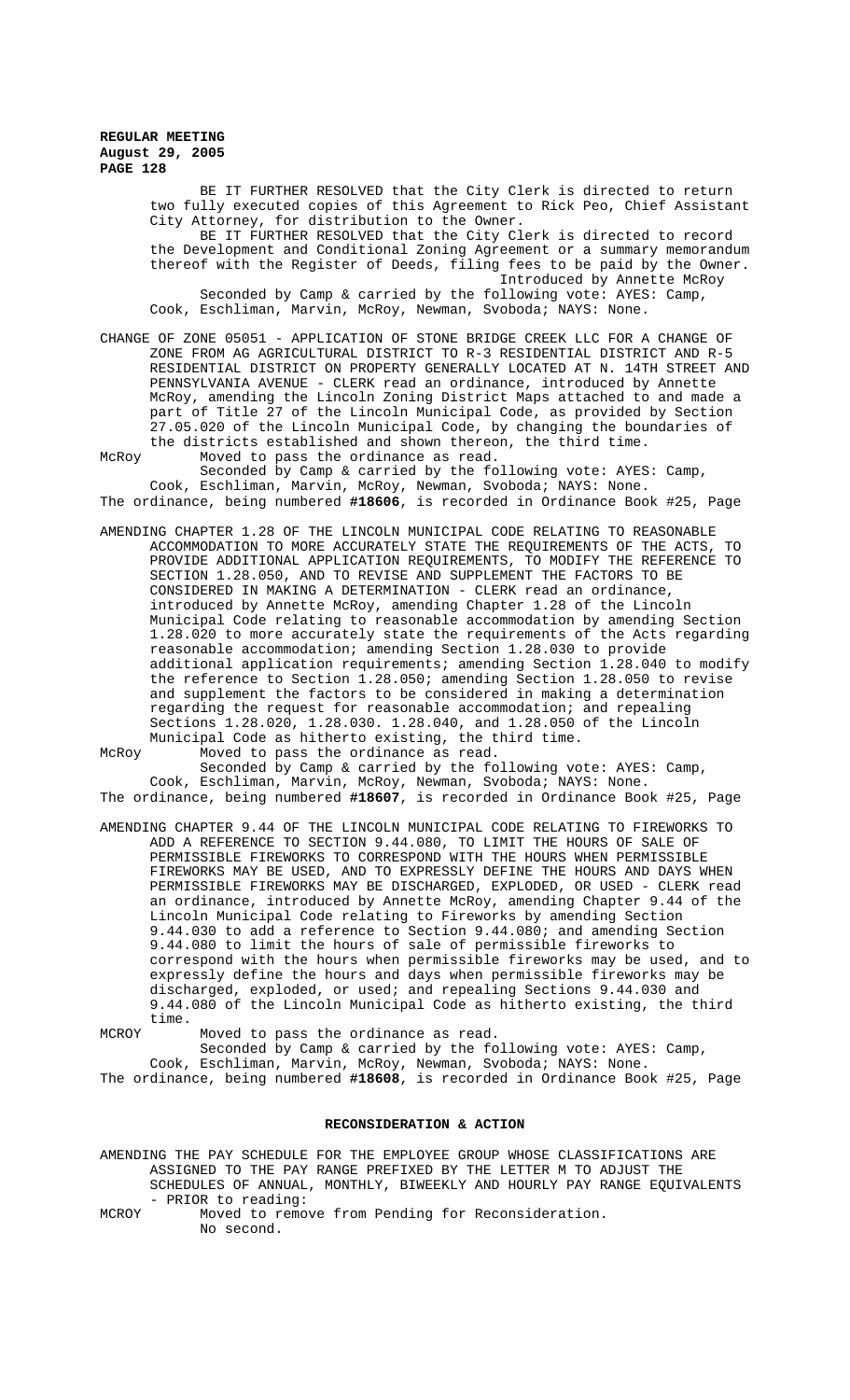BE IT FURTHER RESOLVED that the City Clerk is directed to return two fully executed copies of this Agreement to Rick Peo, Chief Assistant City Attorney, for distribution to the Owner.

BE IT FURTHER RESOLVED that the City Clerk is directed to record the Development and Conditional Zoning Agreement or a summary memorandum thereof with the Register of Deeds, filing fees to be paid by the Owner.

Introduced by Annette McRoy

Seconded by Camp & carried by the following vote: AYES: Camp, Cook, Eschliman, Marvin, McRoy, Newman, Svoboda; NAYS: None.

CHANGE OF ZONE 05051 - APPLICATION OF STONE BRIDGE CREEK LLC FOR A CHANGE OF ZONE FROM AG AGRICULTURAL DISTRICT TO R-3 RESIDENTIAL DISTRICT AND R-5 RESIDENTIAL DISTRICT ON PROPERTY GENERALLY LOCATED AT N. 14TH STREET AND PENNSYLVANIA AVENUE - CLERK read an ordinance, introduced by Annette McRoy, amending the Lincoln Zoning District Maps attached to and made a part of Title 27 of the Lincoln Municipal Code, as provided by Section 27.05.020 of the Lincoln Municipal Code, by changing the boundaries of the districts established and shown thereon, the third time.

McRoy Moved to pass the ordinance as read.

Seconded by Camp & carried by the following vote: AYES: Camp, Cook, Eschliman, Marvin, McRoy, Newman, Svoboda; NAYS: None.

The ordinance, being numbered **#18606**, is recorded in Ordinance Book #25, Page

AMENDING CHAPTER 1.28 OF THE LINCOLN MUNICIPAL CODE RELATING TO REASONABLE ACCOMMODATION TO MORE ACCURATELY STATE THE REQUIREMENTS OF THE ACTS, TO PROVIDE ADDITIONAL APPLICATION REQUIREMENTS, TO MODIFY THE REFERENCE TO SECTION 1.28.050, AND TO REVISE AND SUPPLEMENT THE FACTORS TO BE CONSIDERED IN MAKING A DETERMINATION - CLERK read an ordinance, introduced by Annette McRoy, amending Chapter 1.28 of the Lincoln Municipal Code relating to reasonable accommodation by amending Section 1.28.020 to more accurately state the requirements of the Acts regarding reasonable accommodation; amending Section 1.28.030 to provide additional application requirements; amending Section 1.28.040 to modify the reference to Section 1.28.050; amending Section 1.28.050 to revise and supplement the factors to be considered in making a determination regarding the request for reasonable accommodation; and repealing Sections 1.28.020, 1.28.030. 1.28.040, and 1.28.050 of the Lincoln Municipal Code as hitherto existing, the third time.

McRoy Moved to pass the ordinance as read.

Seconded by Camp & carried by the following vote: AYES: Camp, Cook, Eschliman, Marvin, McRoy, Newman, Svoboda; NAYS: None.

The ordinance, being numbered **#18607**, is recorded in Ordinance Book #25, Page

AMENDING CHAPTER 9.44 OF THE LINCOLN MUNICIPAL CODE RELATING TO FIREWORKS TO ADD A REFERENCE TO SECTION 9.44.080, TO LIMIT THE HOURS OF SALE OF PERMISSIBLE FIREWORKS TO CORRESPOND WITH THE HOURS WHEN PERMISSIBLE FIREWORKS MAY BE USED, AND TO EXPRESSLY DEFINE THE HOURS AND DAYS WHEN PERMISSIBLE FIREWORKS MAY BE DISCHARGED, EXPLODED, OR USED - CLERK read an ordinance, introduced by Annette McRoy, amending Chapter 9.44 of the Lincoln Municipal Code relating to Fireworks by amending Section 9.44.030 to add a reference to Section 9.44.080; and amending Section 9.44.080 to limit the hours of sale of permissible fireworks to correspond with the hours when permissible fireworks may be used, and to expressly define the hours and days when permissible fireworks may be discharged, exploded, or used; and repealing Sections 9.44.030 and 9.44.080 of the Lincoln Municipal Code as hitherto existing, the third time.

MCROY Moved to pass the ordinance as read.

Seconded by Camp & carried by the following vote: AYES: Camp, Cook, Eschliman, Marvin, McRoy, Newman, Svoboda; NAYS: None.

The ordinance, being numbered **#18608**, is recorded in Ordinance Book #25, Page

## RECONSIDERATION & ACTION

AMENDING THE PAY SCHEDULE FOR THE EMPLOYEE GROUP WHOSE CLASSIFICATIONS ARE ASSIGNED TO THE PAY RANGE PREFIXED BY THE LETTER M TO ADJUST THE SCHEDULES OF ANNUAL, MONTHLY, BIWEEKLY AND HOURLY PAY RANGE EQUIVALENTS - PRIOR to reading:

MCROY Moved to remove from Pending for Reconsideration.

No second.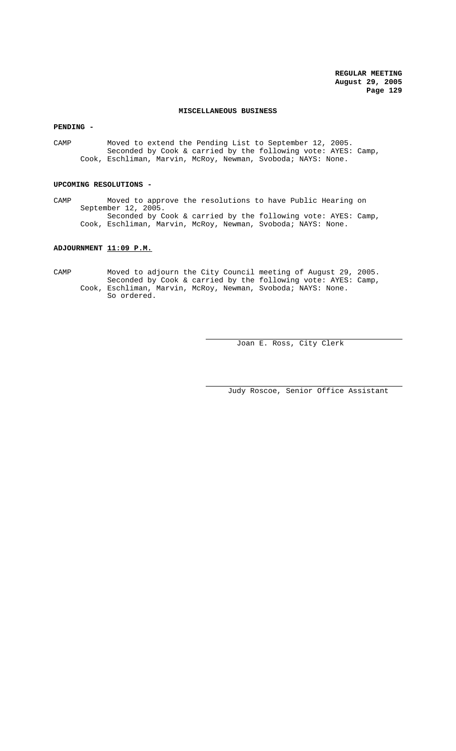## MISCELLANEOUS BUSINESS

**PENDING -**

CAMP Moved to extend the Pending List to September 12, 2005.
Seconded by Cook & carried by the following vote: AYES: Camp, Cook, Eschliman, Marvin, McRoy, Newman, Svoboda; NAYS: None.

**UPCOMING RESOLUTIONS -**

CAMP Moved to approve the resolutions to have Public Hearing on September 12, 2005.
Seconded by Cook & carried by the following vote: AYES: Camp, Cook, Eschliman, Marvin, McRoy, Newman, Svoboda; NAYS: None.

**ADJOURNMENT 11:09 P.M.**

CAMP Moved to adjourn the City Council meeting of August 29, 2005.
Seconded by Cook & carried by the following vote: AYES: Camp, Cook, Eschliman, Marvin, McRoy, Newman, Svoboda; NAYS: None.
So ordered.

Joan E. Ross, City Clerk

Judy Roscoe, Senior Office Assistant